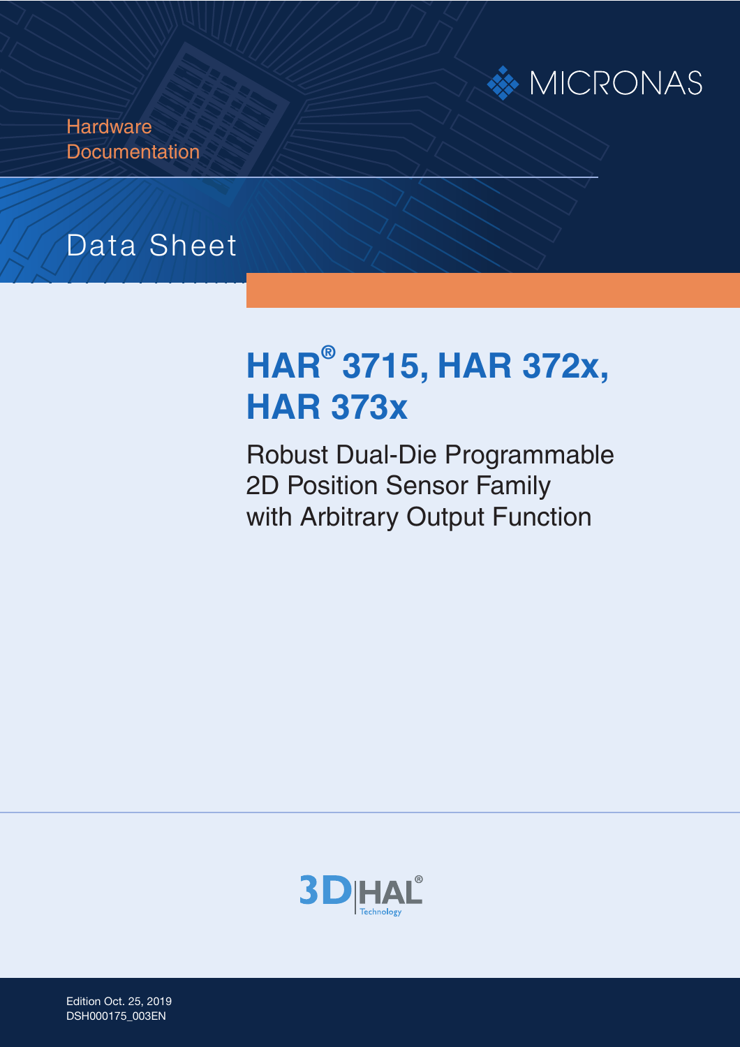MICRONAS

Hardware
Documentation

Data Sheet

# HAR® 3715, HAR 372x, HAR 373x

Robust Dual-Die Programmable
2D Position Sensor Family
with Arbitrary Output Function

3D HAL® Technology

Edition Oct. 25, 2019
DSH000175_003EN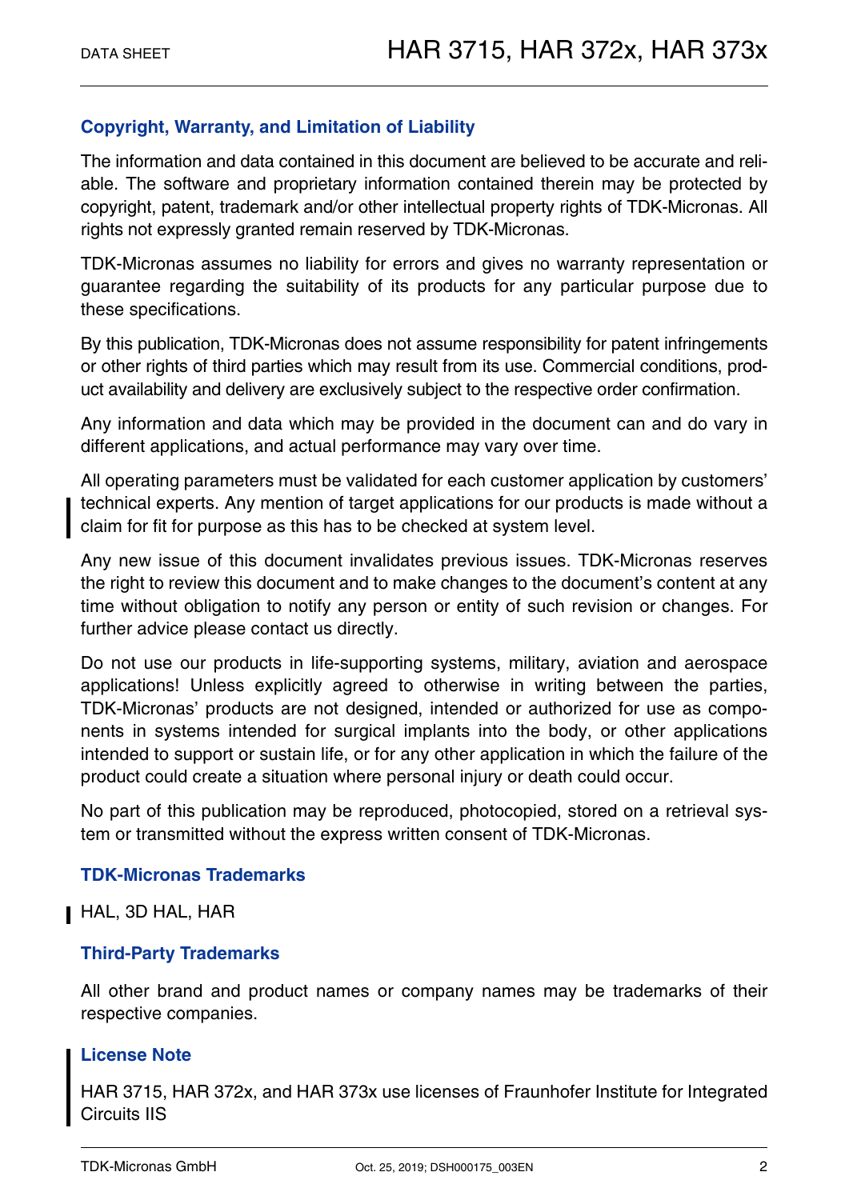## Copyright, Warranty, and Limitation of Liability

The information and data contained in this document are believed to be accurate and reliable. The software and proprietary information contained therein may be protected by copyright, patent, trademark and/or other intellectual property rights of TDK-Micronas. All rights not expressly granted remain reserved by TDK-Micronas.

TDK-Micronas assumes no liability for errors and gives no warranty representation or guarantee regarding the suitability of its products for any particular purpose due to these specifications.

By this publication, TDK-Micronas does not assume responsibility for patent infringements or other rights of third parties which may result from its use. Commercial conditions, product availability and delivery are exclusively subject to the respective order confirmation.

Any information and data which may be provided in the document can and do vary in different applications, and actual performance may vary over time.

All operating parameters must be validated for each customer application by customers' technical experts. Any mention of target applications for our products is made without a claim for fit for purpose as this has to be checked at system level.

Any new issue of this document invalidates previous issues. TDK-Micronas reserves the right to review this document and to make changes to the document's content at any time without obligation to notify any person or entity of such revision or changes. For further advice please contact us directly.

Do not use our products in life-supporting systems, military, aviation and aerospace applications! Unless explicitly agreed to otherwise in writing between the parties, TDK-Micronas' products are not designed, intended or authorized for use as components in systems intended for surgical implants into the body, or other applications intended to support or sustain life, or for any other application in which the failure of the product could create a situation where personal injury or death could occur.

No part of this publication may be reproduced, photocopied, stored on a retrieval system or transmitted without the express written consent of TDK-Micronas.

## TDK-Micronas Trademarks

HAL, 3D HAL, HAR

## Third-Party Trademarks

All other brand and product names or company names may be trademarks of their respective companies.

## License Note

HAR 3715, HAR 372x, and HAR 373x use licenses of Fraunhofer Institute for Integrated Circuits IIS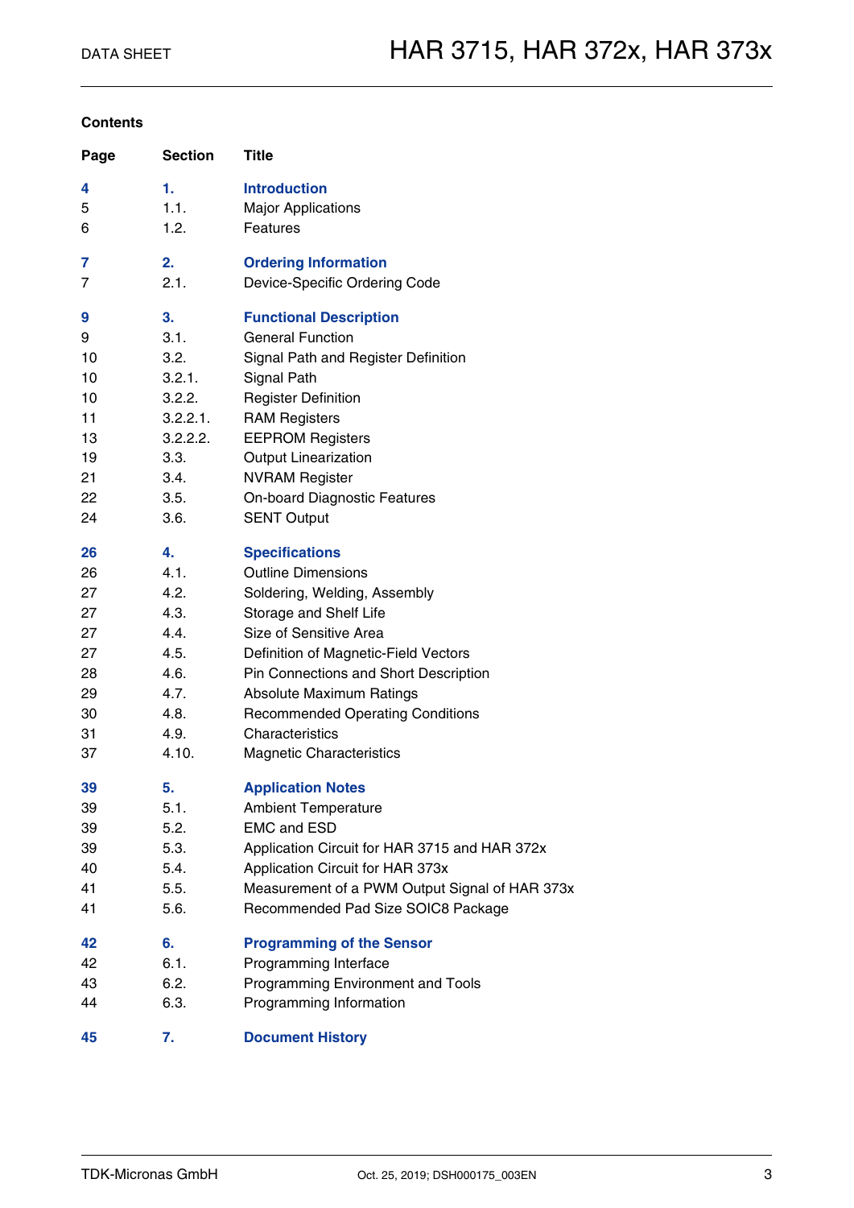## Contents

| Page | Section | Title |
|---|---|---|
| **4** | **1.** | **Introduction** |
| 5 | 1.1. | Major Applications |
| 6 | 1.2. | Features |
| **7** | **2.** | **Ordering Information** |
| 7 | 2.1. | Device-Specific Ordering Code |
| **9** | **3.** | **Functional Description** |
| 9 | 3.1. | General Function |
| 10 | 3.2. | Signal Path and Register Definition |
| 10 | 3.2.1. | Signal Path |
| 10 | 3.2.2. | Register Definition |
| 11 | 3.2.2.1. | RAM Registers |
| 13 | 3.2.2.2. | EEPROM Registers |
| 19 | 3.3. | Output Linearization |
| 21 | 3.4. | NVRAM Register |
| 22 | 3.5. | On-board Diagnostic Features |
| 24 | 3.6. | SENT Output |
| **26** | **4.** | **Specifications** |
| 26 | 4.1. | Outline Dimensions |
| 27 | 4.2. | Soldering, Welding, Assembly |
| 27 | 4.3. | Storage and Shelf Life |
| 27 | 4.4. | Size of Sensitive Area |
| 27 | 4.5. | Definition of Magnetic-Field Vectors |
| 28 | 4.6. | Pin Connections and Short Description |
| 29 | 4.7. | Absolute Maximum Ratings |
| 30 | 4.8. | Recommended Operating Conditions |
| 31 | 4.9. | Characteristics |
| 37 | 4.10. | Magnetic Characteristics |
| **39** | **5.** | **Application Notes** |
| 39 | 5.1. | Ambient Temperature |
| 39 | 5.2. | EMC and ESD |
| 39 | 5.3. | Application Circuit for HAR 3715 and HAR 372x |
| 40 | 5.4. | Application Circuit for HAR 373x |
| 41 | 5.5. | Measurement of a PWM Output Signal of HAR 373x |
| 41 | 5.6. | Recommended Pad Size SOIC8 Package |
| **42** | **6.** | **Programming of the Sensor** |
| 42 | 6.1. | Programming Interface |
| 43 | 6.2. | Programming Environment and Tools |
| 44 | 6.3. | Programming Information |
| **45** | **7.** | **Document History** |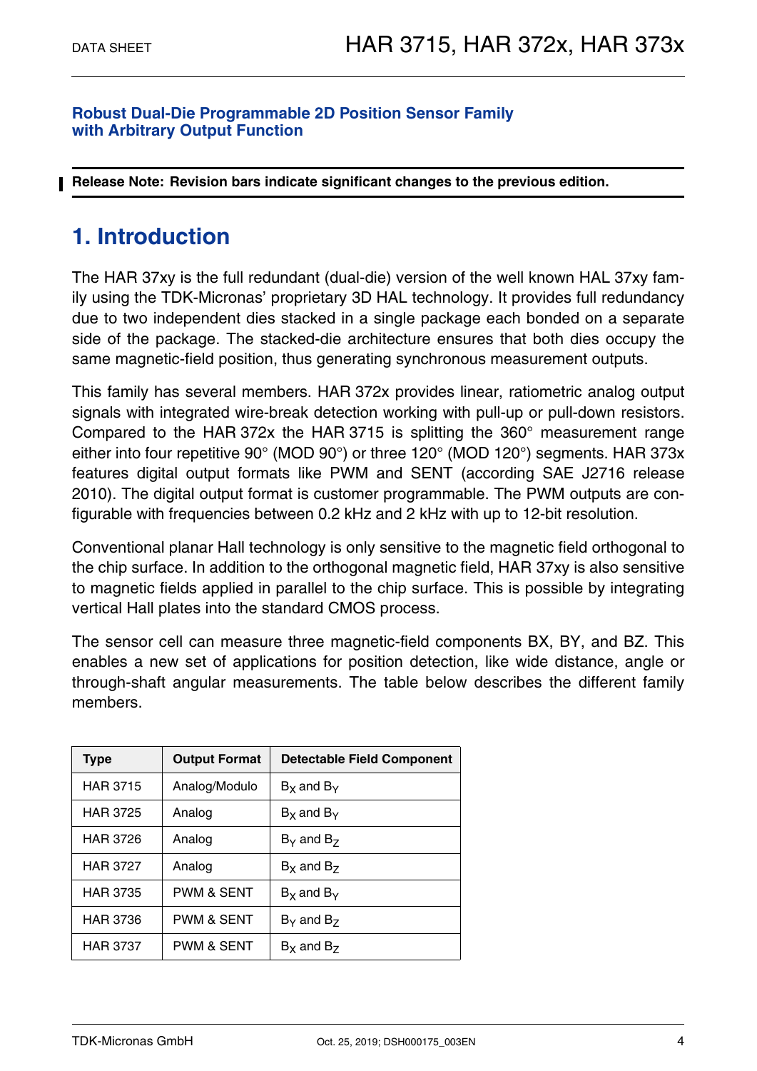**Robust Dual-Die Programmable 2D Position Sensor Family with Arbitrary Output Function**

**Release Note: Revision bars indicate significant changes to the previous edition.**

# 1. Introduction

The HAR 37xy is the full redundant (dual-die) version of the well known HAL 37xy family using the TDK-Micronas' proprietary 3D HAL technology. It provides full redundancy due to two independent dies stacked in a single package each bonded on a separate side of the package. The stacked-die architecture ensures that both dies occupy the same magnetic-field position, thus generating synchronous measurement outputs.

This family has several members. HAR 372x provides linear, ratiometric analog output signals with integrated wire-break detection working with pull-up or pull-down resistors. Compared to the HAR 372x the HAR 3715 is splitting the 360° measurement range either into four repetitive 90° (MOD 90°) or three 120° (MOD 120°) segments. HAR 373x features digital output formats like PWM and SENT (according SAE J2716 release 2010). The digital output format is customer programmable. The PWM outputs are configurable with frequencies between 0.2 kHz and 2 kHz with up to 12-bit resolution.

Conventional planar Hall technology is only sensitive to the magnetic field orthogonal to the chip surface. In addition to the orthogonal magnetic field, HAR 37xy is also sensitive to magnetic fields applied in parallel to the chip surface. This is possible by integrating vertical Hall plates into the standard CMOS process.

The sensor cell can measure three magnetic-field components BX, BY, and BZ. This enables a new set of applications for position detection, like wide distance, angle or through-shaft angular measurements. The table below describes the different family members.

| Type | Output Format | Detectable Field Component |
|---|---|---|
| HAR 3715 | Analog/Modulo | $B_X$ and $B_Y$ |
| HAR 3725 | Analog | $B_X$ and $B_Y$ |
| HAR 3726 | Analog | $B_Y$ and $B_Z$ |
| HAR 3727 | Analog | $B_X$ and $B_Z$ |
| HAR 3735 | PWM & SENT | $B_X$ and $B_Y$ |
| HAR 3736 | PWM & SENT | $B_Y$ and $B_Z$ |
| HAR 3737 | PWM & SENT | $B_X$ and $B_Z$ |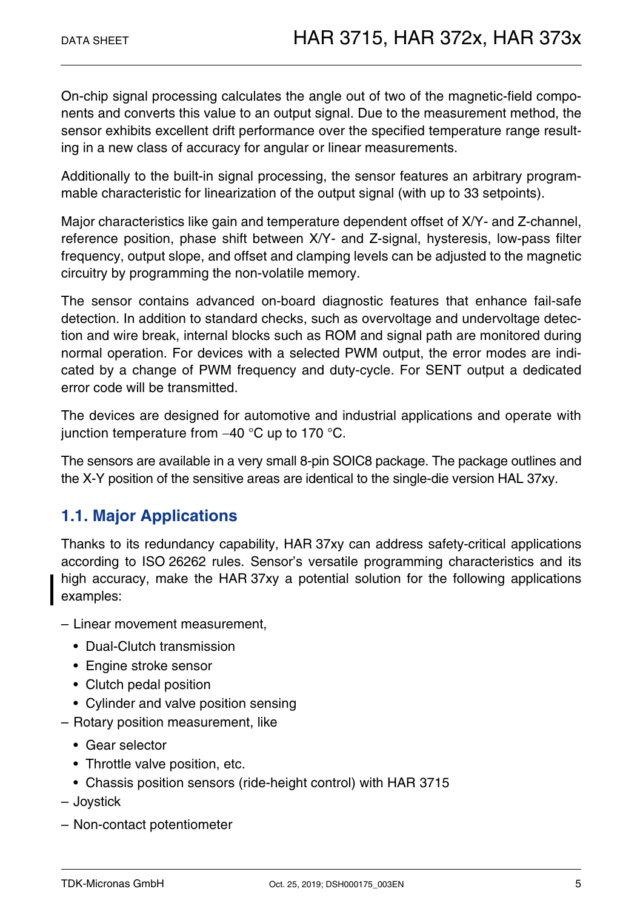On-chip signal processing calculates the angle out of two of the magnetic-field components and converts this value to an output signal. Due to the measurement method, the sensor exhibits excellent drift performance over the specified temperature range resulting in a new class of accuracy for angular or linear measurements.

Additionally to the built-in signal processing, the sensor features an arbitrary programmable characteristic for linearization of the output signal (with up to 33 setpoints).

Major characteristics like gain and temperature dependent offset of X/Y- and Z-channel, reference position, phase shift between X/Y- and Z-signal, hysteresis, low-pass filter frequency, output slope, and offset and clamping levels can be adjusted to the magnetic circuitry by programming the non-volatile memory.

The sensor contains advanced on-board diagnostic features that enhance fail-safe detection. In addition to standard checks, such as overvoltage and undervoltage detection and wire break, internal blocks such as ROM and signal path are monitored during normal operation. For devices with a selected PWM output, the error modes are indicated by a change of PWM frequency and duty-cycle. For SENT output a dedicated error code will be transmitted.

The devices are designed for automotive and industrial applications and operate with junction temperature from −40 °C up to 170 °C.

The sensors are available in a very small 8-pin SOIC8 package. The package outlines and the X-Y position of the sensitive areas are identical to the single-die version HAL 37xy.

## 1.1. Major Applications

Thanks to its redundancy capability, HAR 37xy can address safety-critical applications according to ISO 26262 rules. Sensor's versatile programming characteristics and its high accuracy, make the HAR 37xy a potential solution for the following applications examples:

– Linear movement measurement,
  - Dual-Clutch transmission
  - Engine stroke sensor
  - Clutch pedal position
  - Cylinder and valve position sensing

– Rotary position measurement, like
  - Gear selector
  - Throttle valve position, etc.
  - Chassis position sensors (ride-height control) with HAR 3715

– Joystick

– Non-contact potentiometer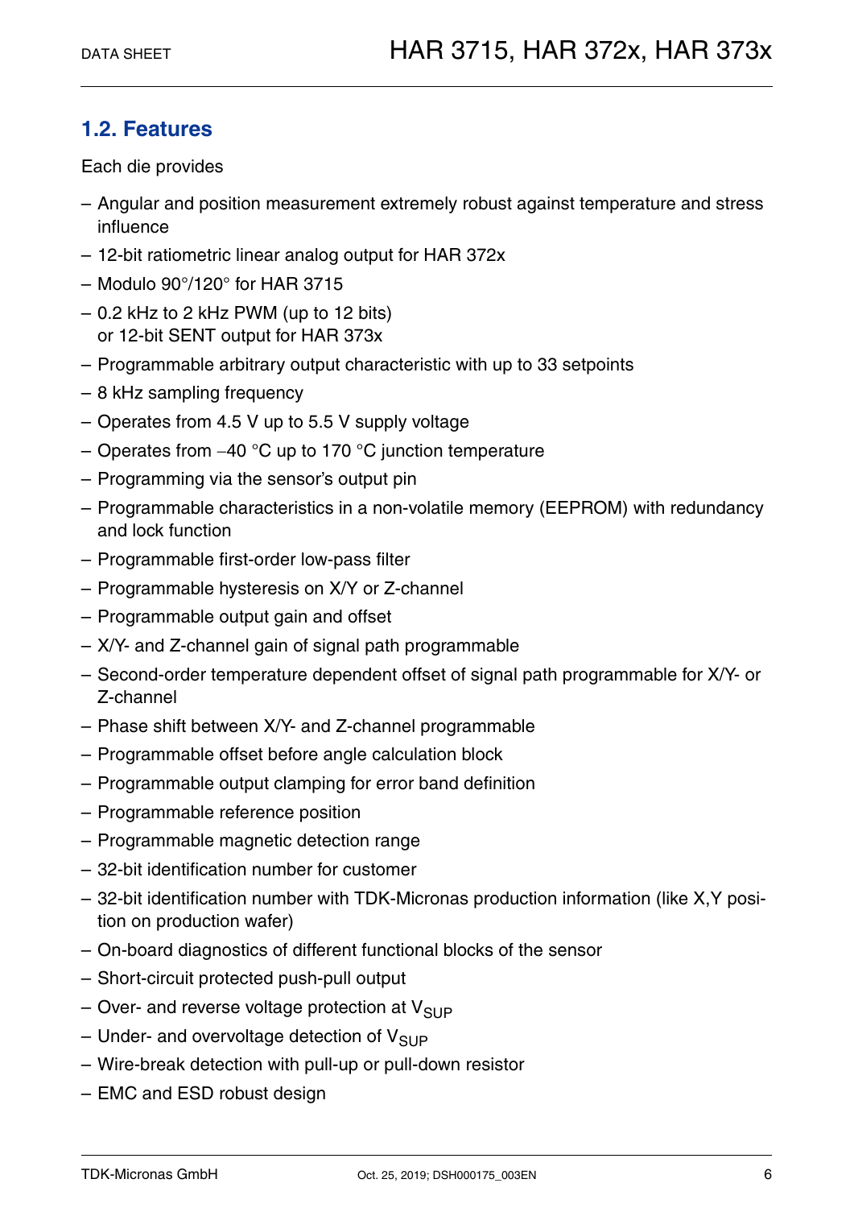## 1.2. Features

Each die provides

- Angular and position measurement extremely robust against temperature and stress influence
- 12-bit ratiometric linear analog output for HAR 372x
- Modulo 90°/120° for HAR 3715
- 0.2 kHz to 2 kHz PWM (up to 12 bits) or 12-bit SENT output for HAR 373x
- Programmable arbitrary output characteristic with up to 33 setpoints
- 8 kHz sampling frequency
- Operates from 4.5 V up to 5.5 V supply voltage
- Operates from −40 °C up to 170 °C junction temperature
- Programming via the sensor's output pin
- Programmable characteristics in a non-volatile memory (EEPROM) with redundancy and lock function
- Programmable first-order low-pass filter
- Programmable hysteresis on X/Y or Z-channel
- Programmable output gain and offset
- X/Y- and Z-channel gain of signal path programmable
- Second-order temperature dependent offset of signal path programmable for X/Y- or Z-channel
- Phase shift between X/Y- and Z-channel programmable
- Programmable offset before angle calculation block
- Programmable output clamping for error band definition
- Programmable reference position
- Programmable magnetic detection range
- 32-bit identification number for customer
- 32-bit identification number with TDK-Micronas production information (like X,Y position on production wafer)
- On-board diagnostics of different functional blocks of the sensor
- Short-circuit protected push-pull output
- Over- and reverse voltage protection at $V_{SUP}$
- Under- and overvoltage detection of $V_{SUP}$
- Wire-break detection with pull-up or pull-down resistor
- EMC and ESD robust design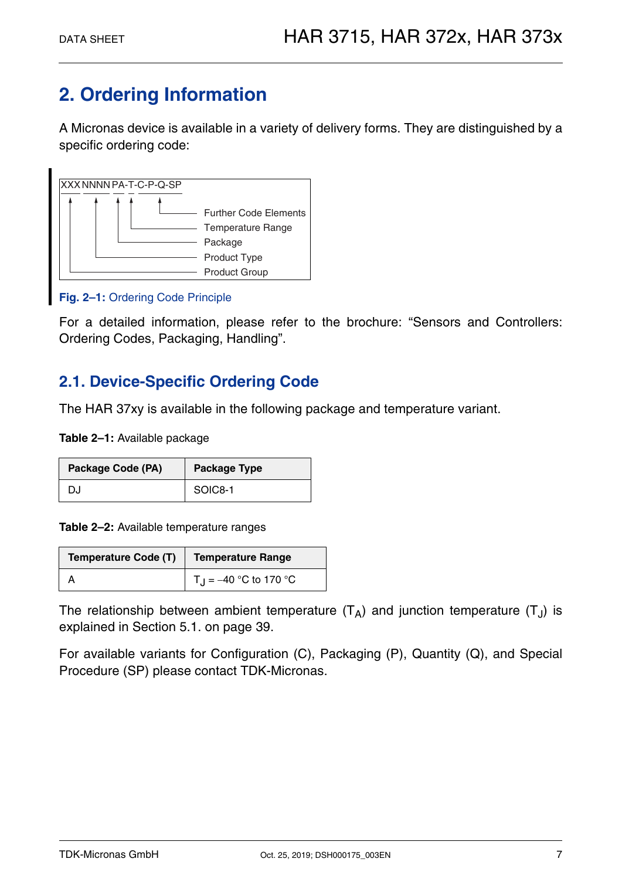## 2. Ordering Information

A Micronas device is available in a variety of delivery forms. They are distinguished by a specific ordering code:

```
XXX NNNN PA-T-C-P-Q-SP
 ↑    ↑   ↑ ↑   ↑
 |    |   | |   └──── Further Code Elements
 |    |   | └──────── Temperature Range
 |    |   └────────── Package
 |    └────────────── Product Type
 └─────────────────── Product Group
```

**Fig. 2–1:** Ordering Code Principle

For a detailed information, please refer to the brochure: “Sensors and Controllers: Ordering Codes, Packaging, Handling”.

### 2.1. Device-Specific Ordering Code

The HAR 37xy is available in the following package and temperature variant.

**Table 2–1:** Available package

| Package Code (PA) | Package Type |
|---|---|
| DJ | SOIC8-1 |

**Table 2–2:** Available temperature ranges

| Temperature Code (T) | Temperature Range |
|---|---|
| A | $T_J$ = –40 °C to 170 °C |

The relationship between ambient temperature ($T_A$) and junction temperature ($T_J$) is explained in Section 5.1. on page 39.

For available variants for Configuration (C), Packaging (P), Quantity (Q), and Special Procedure (SP) please contact TDK-Micronas.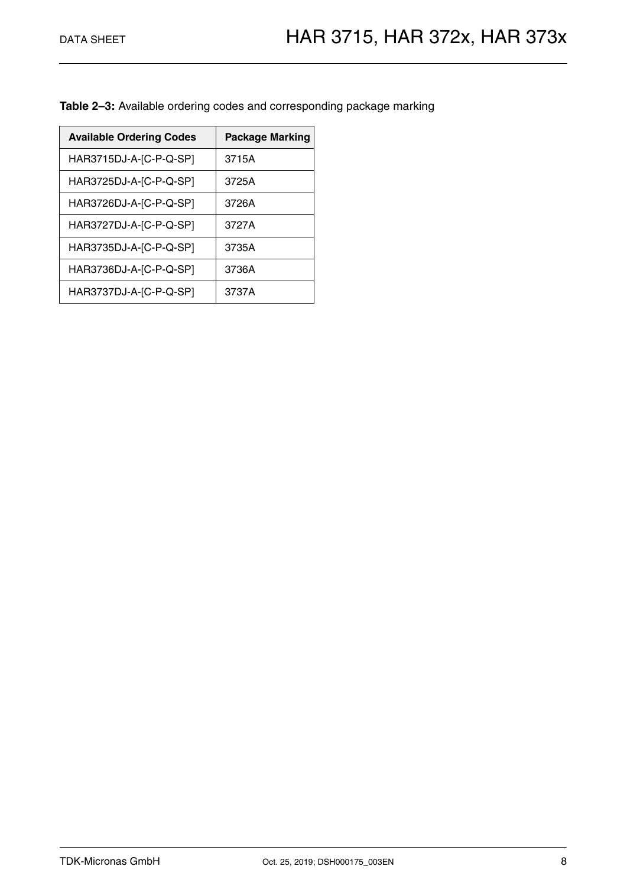**Table 2–3:** Available ordering codes and corresponding package marking

| Available Ordering Codes | Package Marking |
|---|---|
| HAR3715DJ-A-[C-P-Q-SP] | 3715A |
| HAR3725DJ-A-[C-P-Q-SP] | 3725A |
| HAR3726DJ-A-[C-P-Q-SP] | 3726A |
| HAR3727DJ-A-[C-P-Q-SP] | 3727A |
| HAR3735DJ-A-[C-P-Q-SP] | 3735A |
| HAR3736DJ-A-[C-P-Q-SP] | 3736A |
| HAR3737DJ-A-[C-P-Q-SP] | 3737A |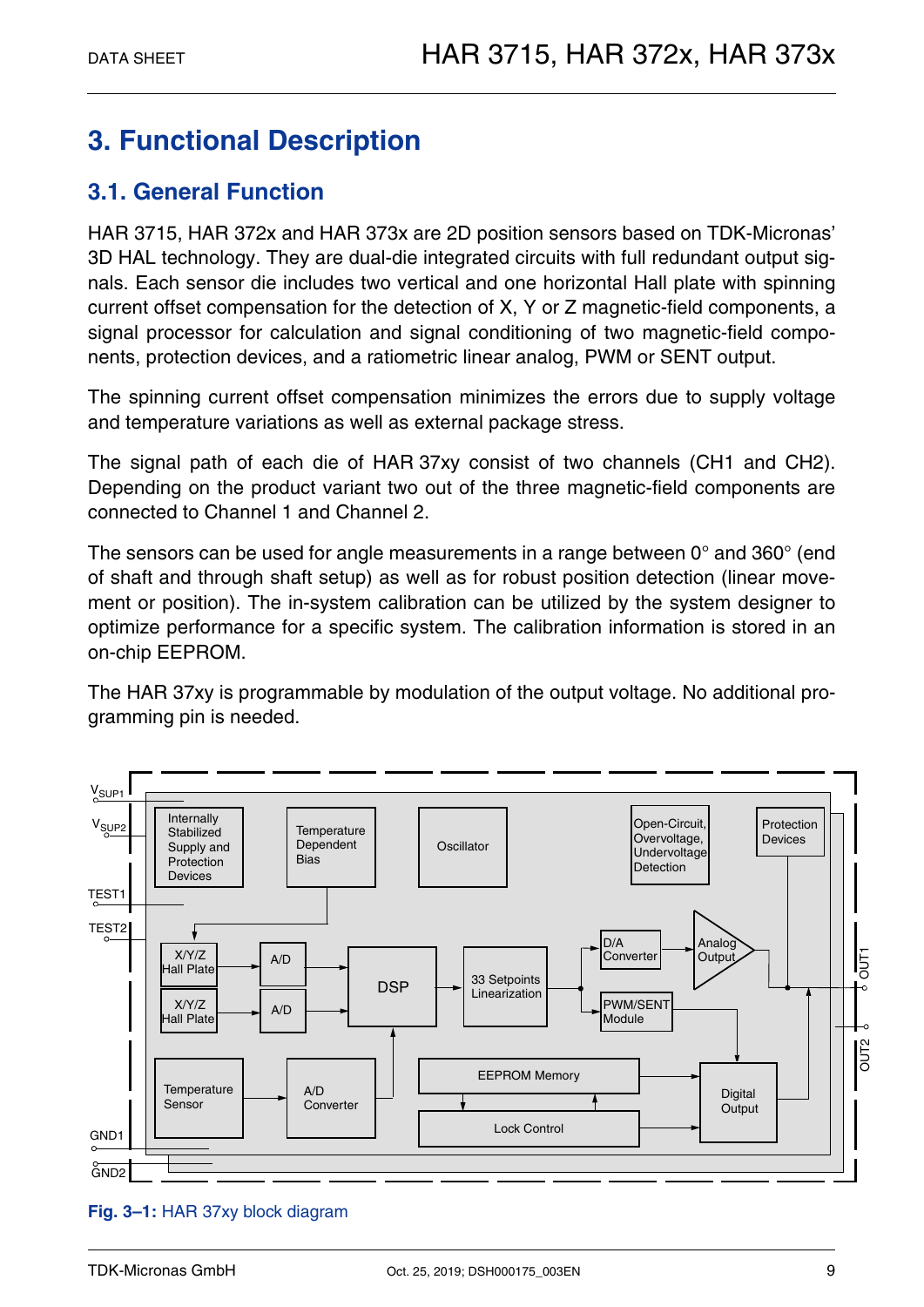## 3. Functional Description

### 3.1. General Function

HAR 3715, HAR 372x and HAR 373x are 2D position sensors based on TDK-Micronas' 3D HAL technology. They are dual-die integrated circuits with full redundant output signals. Each sensor die includes two vertical and one horizontal Hall plate with spinning current offset compensation for the detection of X, Y or Z magnetic-field components, a signal processor for calculation and signal conditioning of two magnetic-field components, protection devices, and a ratiometric linear analog, PWM or SENT output.

The spinning current offset compensation minimizes the errors due to supply voltage and temperature variations as well as external package stress.

The signal path of each die of HAR 37xy consist of two channels (CH1 and CH2). Depending on the product variant two out of the three magnetic-field components are connected to Channel 1 and Channel 2.

The sensors can be used for angle measurements in a range between 0° and 360° (end of shaft and through shaft setup) as well as for robust position detection (linear movement or position). The in-system calibration can be utilized by the system designer to optimize performance for a specific system. The calibration information is stored in an on-chip EEPROM.

The HAR 37xy is programmable by modulation of the output voltage. No additional programming pin is needed.

**Fig. 3–1:** HAR 37xy block diagram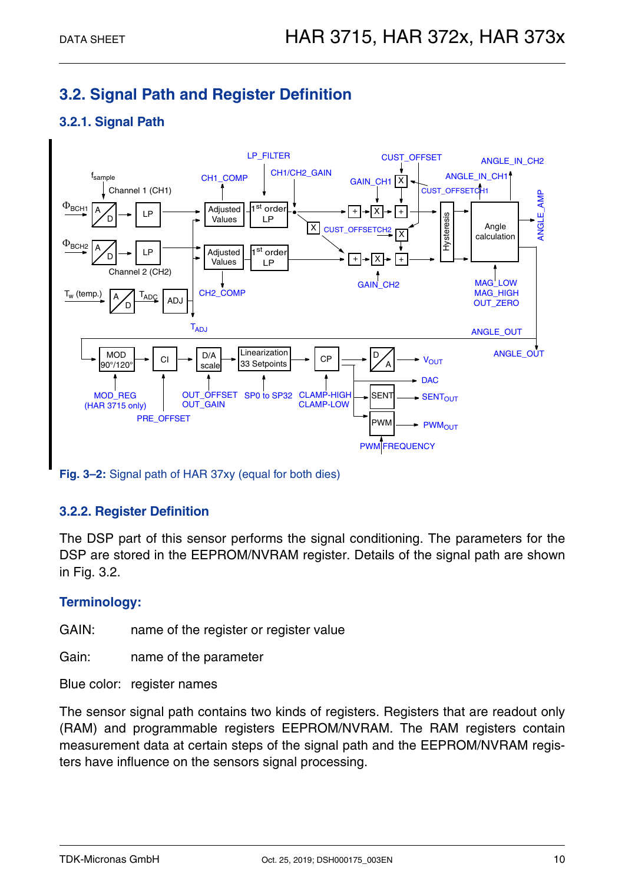## 3.2. Signal Path and Register Definition

### 3.2.1. Signal Path

**Fig. 3–2:** Signal path of HAR 37xy (equal for both dies)

### 3.2.2. Register Definition

The DSP part of this sensor performs the signal conditioning. The parameters for the DSP are stored in the EEPROM/NVRAM register. Details of the signal path are shown in Fig. 3.2.

#### Terminology:

GAIN: name of the register or register value

Gain: name of the parameter

Blue color: register names

The sensor signal path contains two kinds of registers. Registers that are readout only (RAM) and programmable registers EEPROM/NVRAM. The RAM registers contain measurement data at certain steps of the signal path and the EEPROM/NVRAM registers have influence on the sensors signal processing.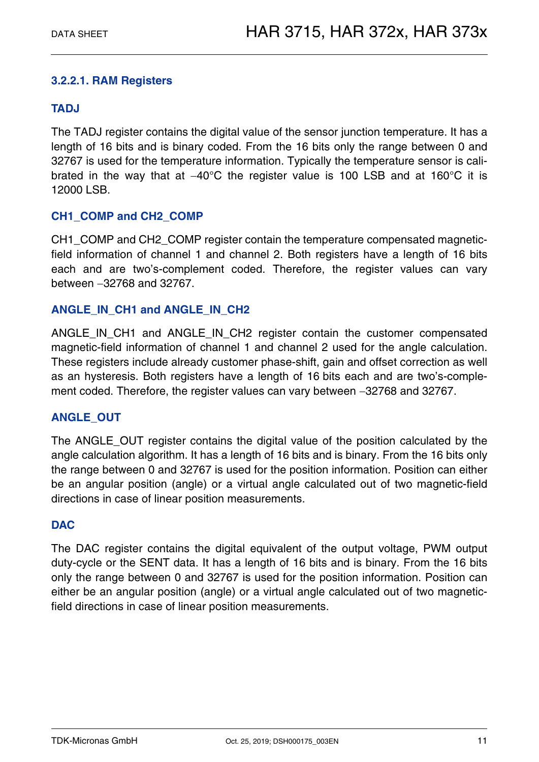### 3.2.2.1. RAM Registers

#### TADJ

The TADJ register contains the digital value of the sensor junction temperature. It has a length of 16 bits and is binary coded. From the 16 bits only the range between 0 and 32767 is used for the temperature information. Typically the temperature sensor is calibrated in the way that at −40°C the register value is 100 LSB and at 160°C it is 12000 LSB.

#### CH1_COMP and CH2_COMP

CH1_COMP and CH2_COMP register contain the temperature compensated magnetic-field information of channel 1 and channel 2. Both registers have a length of 16 bits each and are two's-complement coded. Therefore, the register values can vary between −32768 and 32767.

#### ANGLE_IN_CH1 and ANGLE_IN_CH2

ANGLE_IN_CH1 and ANGLE_IN_CH2 register contain the customer compensated magnetic-field information of channel 1 and channel 2 used for the angle calculation. These registers include already customer phase-shift, gain and offset correction as well as an hysteresis. Both registers have a length of 16 bits each and are two's-complement coded. Therefore, the register values can vary between −32768 and 32767.

#### ANGLE_OUT

The ANGLE_OUT register contains the digital value of the position calculated by the angle calculation algorithm. It has a length of 16 bits and is binary. From the 16 bits only the range between 0 and 32767 is used for the position information. Position can either be an angular position (angle) or a virtual angle calculated out of two magnetic-field directions in case of linear position measurements.

#### DAC

The DAC register contains the digital equivalent of the output voltage, PWM output duty-cycle or the SENT data. It has a length of 16 bits and is binary. From the 16 bits only the range between 0 and 32767 is used for the position information. Position can either be an angular position (angle) or a virtual angle calculated out of two magnetic-field directions in case of linear position measurements.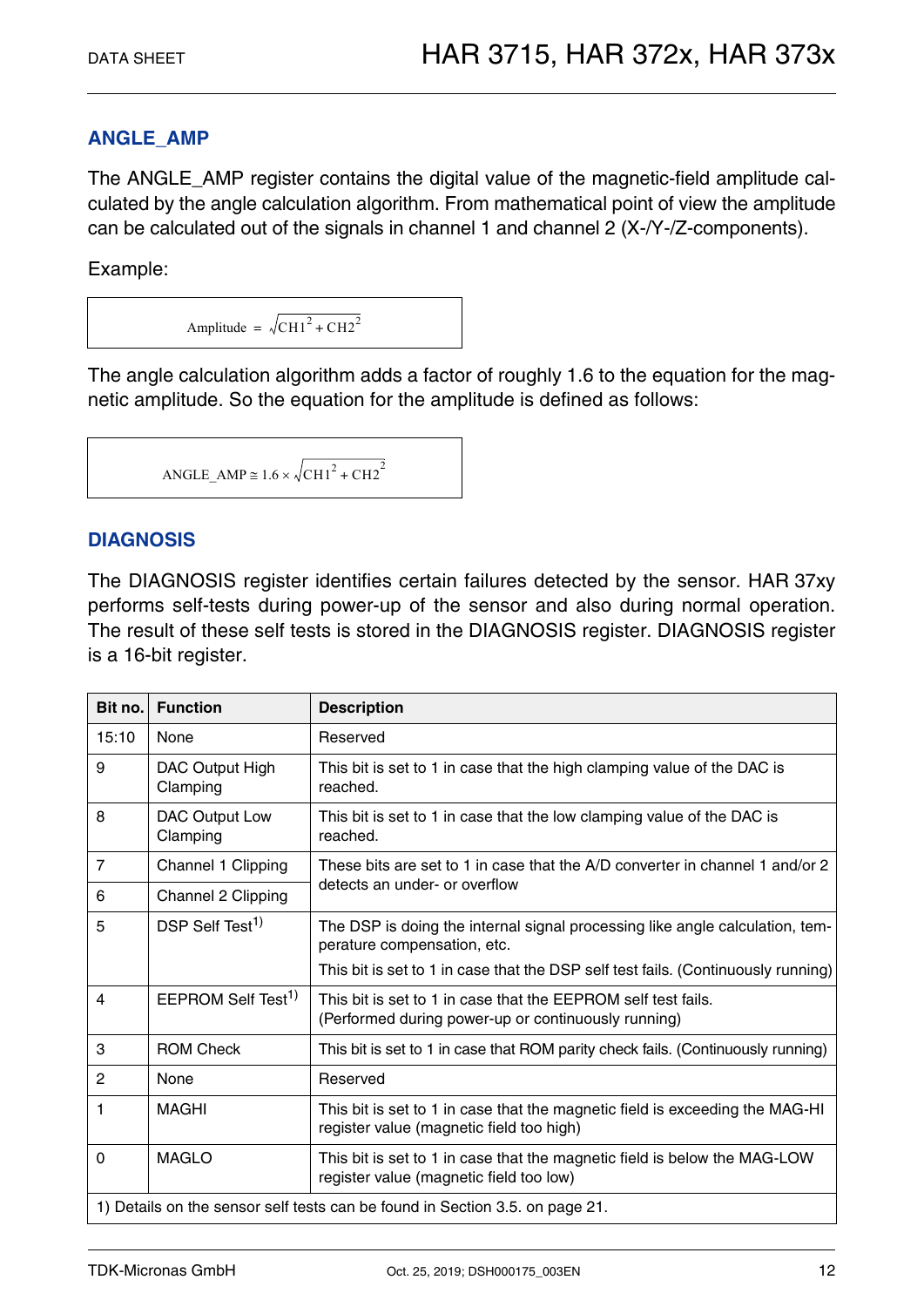## ANGLE_AMP

The ANGLE_AMP register contains the digital value of the magnetic-field amplitude calculated by the angle calculation algorithm. From mathematical point of view the amplitude can be calculated out of the signals in channel 1 and channel 2 (X-/Y-/Z-components).

Example:

$$\text{Amplitude} = \sqrt{\text{CH1}^2 + \text{CH2}^2}$$

The angle calculation algorithm adds a factor of roughly 1.6 to the equation for the magnetic amplitude. So the equation for the amplitude is defined as follows:

$$\text{ANGLE\_AMP} \cong 1.6 \times \sqrt{\text{CH1}^2 + \text{CH2}^2}$$

## DIAGNOSIS

The DIAGNOSIS register identifies certain failures detected by the sensor. HAR 37xy performs self-tests during power-up of the sensor and also during normal operation. The result of these self tests is stored in the DIAGNOSIS register. DIAGNOSIS register is a 16-bit register.

| Bit no. | Function | Description |
|---|---|---|
| 15:10 | None | Reserved |
| 9 | DAC Output High Clamping | This bit is set to 1 in case that the high clamping value of the DAC is reached. |
| 8 | DAC Output Low Clamping | This bit is set to 1 in case that the low clamping value of the DAC is reached. |
| 7 | Channel 1 Clipping | These bits are set to 1 in case that the A/D converter in channel 1 and/or 2 detects an under- or overflow |
| 6 | Channel 2 Clipping | |
| 5 | DSP Self Test[1)] | The DSP is doing the internal signal processing like angle calculation, temperature compensation, etc.<br>This bit is set to 1 in case that the DSP self test fails. (Continuously running) |
| 4 | EEPROM Self Test[1)] | This bit is set to 1 in case that the EEPROM self test fails. (Performed during power-up or continuously running) |
| 3 | ROM Check | This bit is set to 1 in case that ROM parity check fails. (Continuously running) |
| 2 | None | Reserved |
| 1 | MAGHI | This bit is set to 1 in case that the magnetic field is exceeding the MAG-HI register value (magnetic field too high) |
| 0 | MAGLO | This bit is set to 1 in case that the magnetic field is below the MAG-LOW register value (magnetic field too low) |

1) Details on the sensor self tests can be found in Section 3.5. on page 21.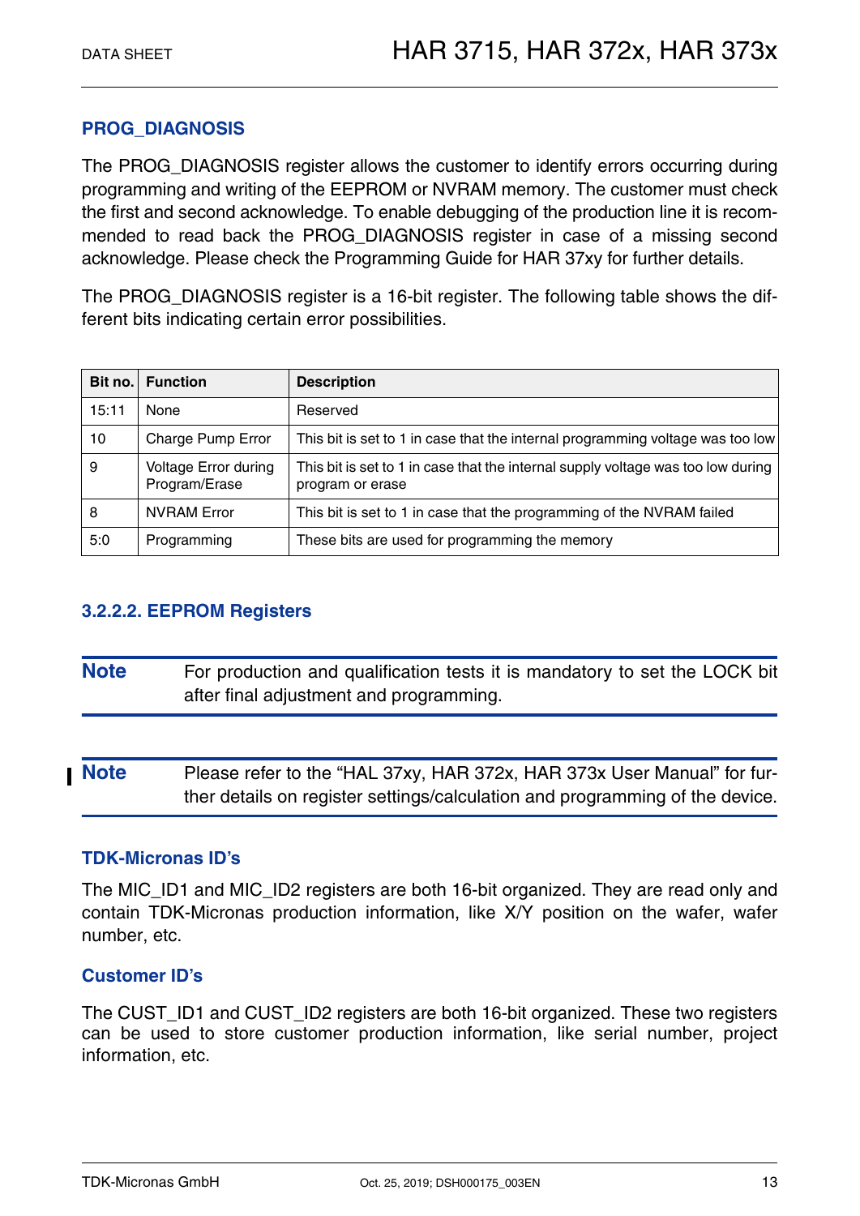#### PROG_DIAGNOSIS

The PROG_DIAGNOSIS register allows the customer to identify errors occurring during programming and writing of the EEPROM or NVRAM memory. The customer must check the first and second acknowledge. To enable debugging of the production line it is recommended to read back the PROG_DIAGNOSIS register in case of a missing second acknowledge. Please check the Programming Guide for HAR 37xy for further details.

The PROG_DIAGNOSIS register is a 16-bit register. The following table shows the different bits indicating certain error possibilities.

| Bit no. | Function | Description |
|---|---|---|
| 15:11 | None | Reserved |
| 10 | Charge Pump Error | This bit is set to 1 in case that the internal programming voltage was too low |
| 9 | Voltage Error during Program/Erase | This bit is set to 1 in case that the internal supply voltage was too low during program or erase |
| 8 | NVRAM Error | This bit is set to 1 in case that the programming of the NVRAM failed |
| 5:0 | Programming | These bits are used for programming the memory |

### 3.2.2.2. EEPROM Registers

**Note** For production and qualification tests it is mandatory to set the LOCK bit after final adjustment and programming.

**Note** Please refer to the “HAL 37xy, HAR 372x, HAR 373x User Manual” for further details on register settings/calculation and programming of the device.

#### TDK-Micronas ID’s

The MIC_ID1 and MIC_ID2 registers are both 16-bit organized. They are read only and contain TDK-Micronas production information, like X/Y position on the wafer, wafer number, etc.

#### Customer ID’s

The CUST_ID1 and CUST_ID2 registers are both 16-bit organized. These two registers can be used to store customer production information, like serial number, project information, etc.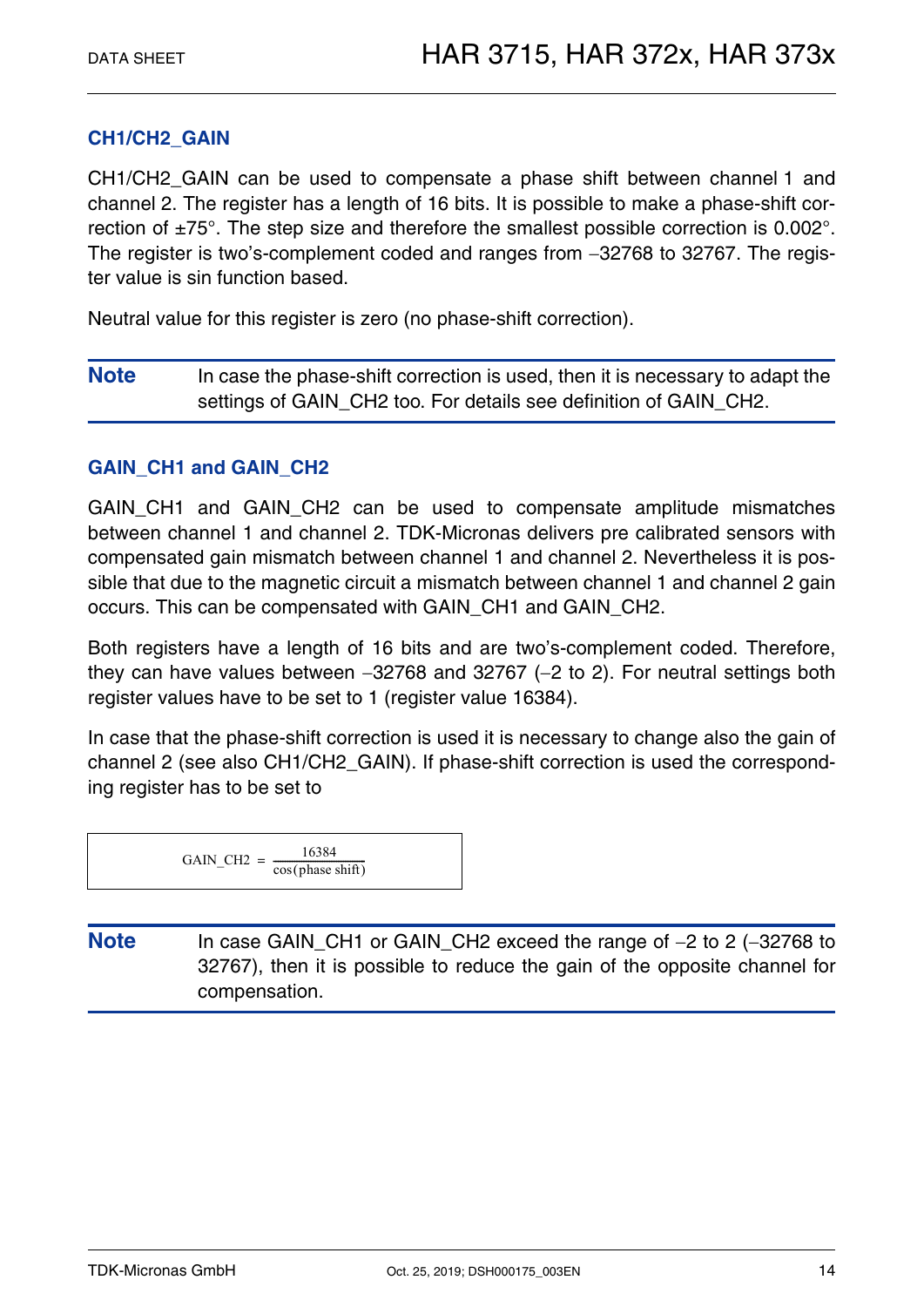### CH1/CH2_GAIN

CH1/CH2_GAIN can be used to compensate a phase shift between channel 1 and channel 2. The register has a length of 16 bits. It is possible to make a phase-shift correction of ±75°. The step size and therefore the smallest possible correction is 0.002°. The register is two's-complement coded and ranges from –32768 to 32767. The register value is sin function based.

Neutral value for this register is zero (no phase-shift correction).

**Note** In case the phase-shift correction is used, then it is necessary to adapt the settings of GAIN_CH2 too. For details see definition of GAIN_CH2.

### GAIN_CH1 and GAIN_CH2

GAIN_CH1 and GAIN_CH2 can be used to compensate amplitude mismatches between channel 1 and channel 2. TDK-Micronas delivers pre calibrated sensors with compensated gain mismatch between channel 1 and channel 2. Nevertheless it is possible that due to the magnetic circuit a mismatch between channel 1 and channel 2 gain occurs. This can be compensated with GAIN_CH1 and GAIN_CH2.

Both registers have a length of 16 bits and are two's-complement coded. Therefore, they can have values between –32768 and 32767 (–2 to 2). For neutral settings both register values have to be set to 1 (register value 16384).

In case that the phase-shift correction is used it is necessary to change also the gain of channel 2 (see also CH1/CH2_GAIN). If phase-shift correction is used the corresponding register has to be set to

$$\text{GAIN\_CH2} = \frac{16384}{\cos(\text{phase shift})}$$

**Note** In case GAIN_CH1 or GAIN_CH2 exceed the range of –2 to 2 (–32768 to 32767), then it is possible to reduce the gain of the opposite channel for compensation.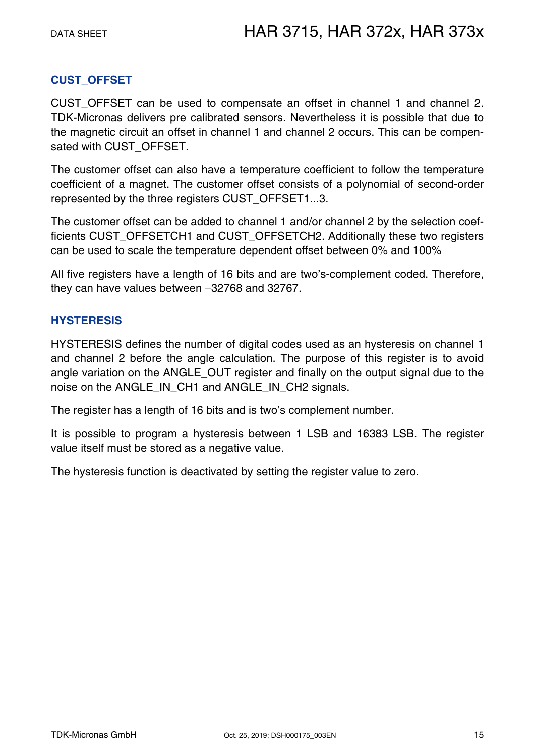### CUST_OFFSET

CUST_OFFSET can be used to compensate an offset in channel 1 and channel 2. TDK-Micronas delivers pre calibrated sensors. Nevertheless it is possible that due to the magnetic circuit an offset in channel 1 and channel 2 occurs. This can be compensated with CUST_OFFSET.

The customer offset can also have a temperature coefficient to follow the temperature coefficient of a magnet. The customer offset consists of a polynomial of second-order represented by the three registers CUST_OFFSET1...3.

The customer offset can be added to channel 1 and/or channel 2 by the selection coefficients CUST_OFFSETCH1 and CUST_OFFSETCH2. Additionally these two registers can be used to scale the temperature dependent offset between 0% and 100%

All five registers have a length of 16 bits and are two's-complement coded. Therefore, they can have values between −32768 and 32767.

### HYSTERESIS

HYSTERESIS defines the number of digital codes used as an hysteresis on channel 1 and channel 2 before the angle calculation. The purpose of this register is to avoid angle variation on the ANGLE_OUT register and finally on the output signal due to the noise on the ANGLE_IN_CH1 and ANGLE_IN_CH2 signals.

The register has a length of 16 bits and is two's complement number.

It is possible to program a hysteresis between 1 LSB and 16383 LSB. The register value itself must be stored as a negative value.

The hysteresis function is deactivated by setting the register value to zero.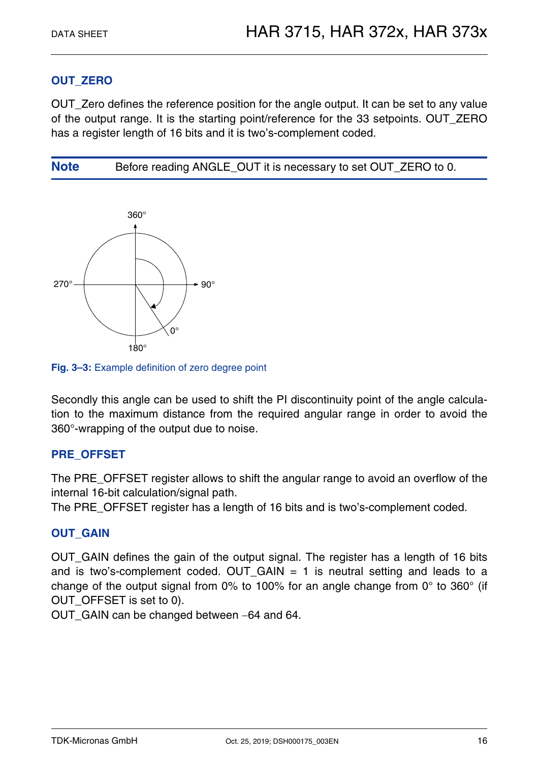### OUT_ZERO

OUT_Zero defines the reference position for the angle output. It can be set to any value of the output range. It is the starting point/reference for the 33 setpoints. OUT_ZERO has a register length of 16 bits and it is two's-complement coded.

| **Note** | Before reading ANGLE_OUT it is necessary to set OUT_ZERO to 0. |
|---|---|

360°

270° 90°

0°

180°

**Fig. 3–3:** Example definition of zero degree point

Secondly this angle can be used to shift the PI discontinuity point of the angle calculation to the maximum distance from the required angular range in order to avoid the 360°-wrapping of the output due to noise.

### PRE_OFFSET

The PRE_OFFSET register allows to shift the angular range to avoid an overflow of the internal 16-bit calculation/signal path.
The PRE_OFFSET register has a length of 16 bits and is two's-complement coded.

### OUT_GAIN

OUT_GAIN defines the gain of the output signal. The register has a length of 16 bits and is two's-complement coded. OUT_GAIN = 1 is neutral setting and leads to a change of the output signal from 0% to 100% for an angle change from 0° to 360° (if OUT_OFFSET is set to 0).
OUT_GAIN can be changed between −64 and 64.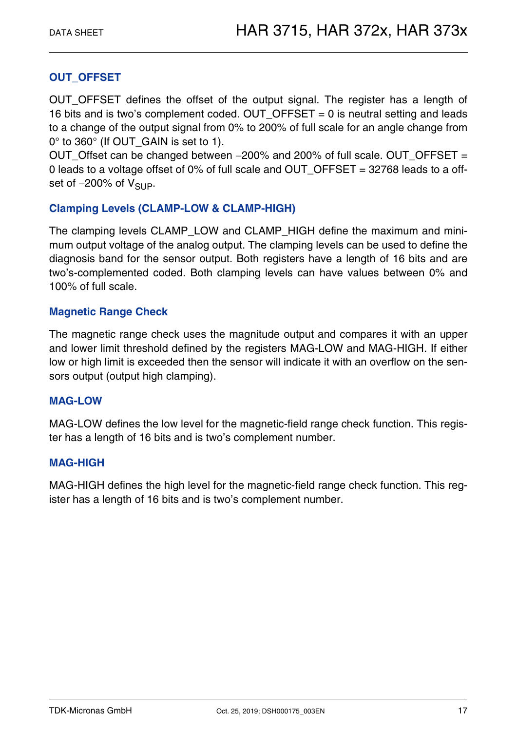### OUT_OFFSET

OUT_OFFSET defines the offset of the output signal. The register has a length of 16 bits and is two's complement coded. OUT_OFFSET = 0 is neutral setting and leads to a change of the output signal from 0% to 200% of full scale for an angle change from 0° to 360° (If OUT_GAIN is set to 1).
OUT_Offset can be changed between −200% and 200% of full scale. OUT_OFFSET = 0 leads to a voltage offset of 0% of full scale and OUT_OFFSET = 32768 leads to a offset of −200% of $V_{SUP}$.

### Clamping Levels (CLAMP-LOW & CLAMP-HIGH)

The clamping levels CLAMP_LOW and CLAMP_HIGH define the maximum and minimum output voltage of the analog output. The clamping levels can be used to define the diagnosis band for the sensor output. Both registers have a length of 16 bits and are two's-complemented coded. Both clamping levels can have values between 0% and 100% of full scale.

### Magnetic Range Check

The magnetic range check uses the magnitude output and compares it with an upper and lower limit threshold defined by the registers MAG-LOW and MAG-HIGH. If either low or high limit is exceeded then the sensor will indicate it with an overflow on the sensors output (output high clamping).

### MAG-LOW

MAG-LOW defines the low level for the magnetic-field range check function. This register has a length of 16 bits and is two's complement number.

### MAG-HIGH

MAG-HIGH defines the high level for the magnetic-field range check function. This register has a length of 16 bits and is two's complement number.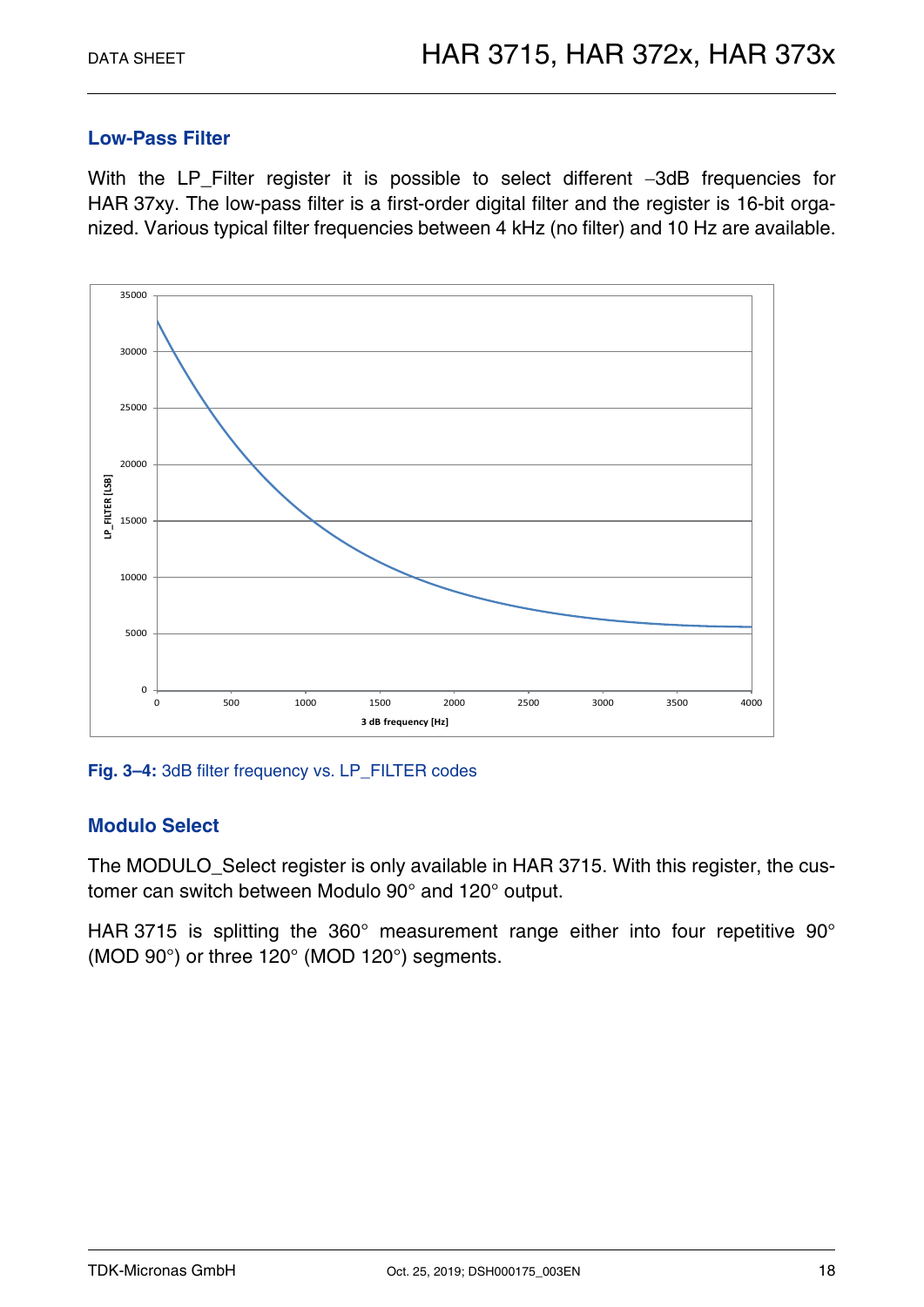## Low-Pass Filter

With the LP_Filter register it is possible to select different −3dB frequencies for HAR 37xy. The low-pass filter is a first-order digital filter and the register is 16-bit organized. Various typical filter frequencies between 4 kHz (no filter) and 10 Hz are available.

**Fig. 3–4:** 3dB filter frequency vs. LP_FILTER codes

## Modulo Select

The MODULO_Select register is only available in HAR 3715. With this register, the customer can switch between Modulo 90° and 120° output.

HAR 3715 is splitting the 360° measurement range either into four repetitive 90° (MOD 90°) or three 120° (MOD 120°) segments.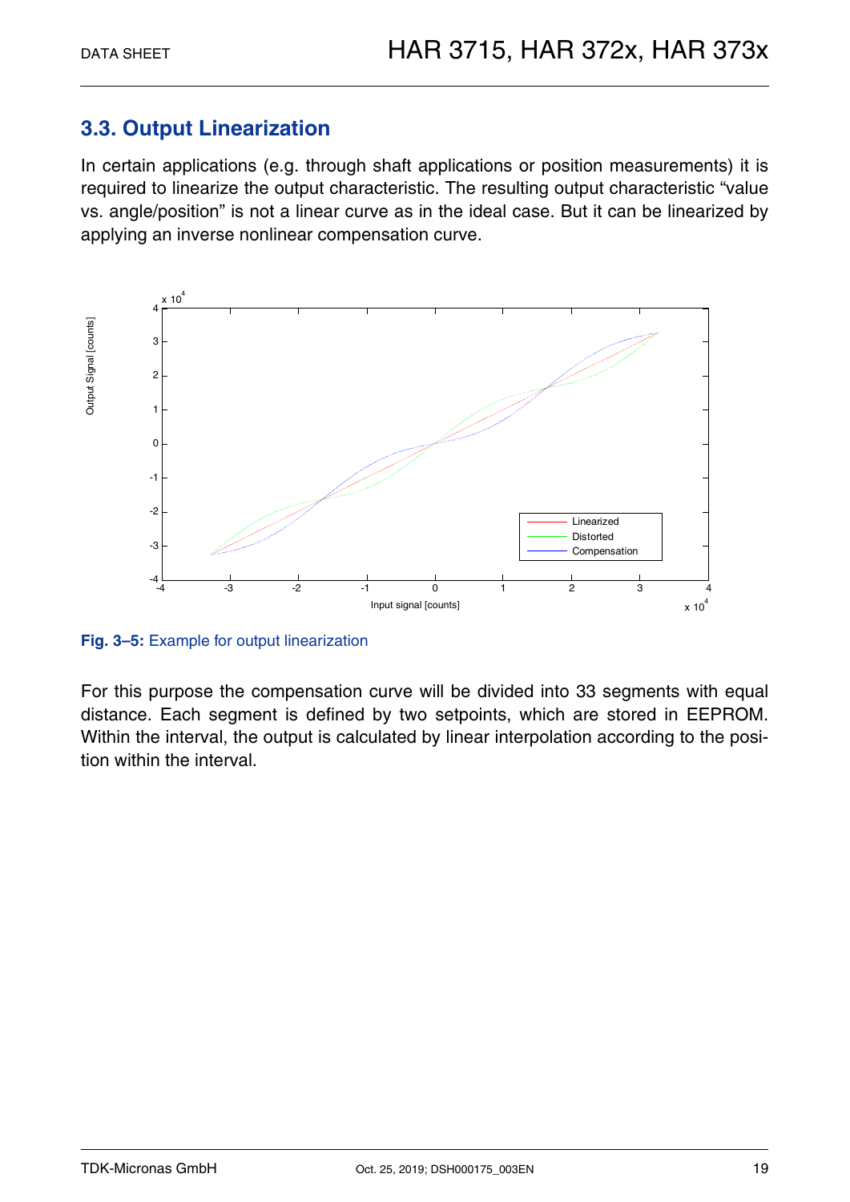## 3.3. Output Linearization

In certain applications (e.g. through shaft applications or position measurements) it is required to linearize the output characteristic. The resulting output characteristic "value vs. angle/position" is not a linear curve as in the ideal case. But it can be linearized by applying an inverse nonlinear compensation curve.

**Fig. 3–5:** Example for output linearization

For this purpose the compensation curve will be divided into 33 segments with equal distance. Each segment is defined by two setpoints, which are stored in EEPROM. Within the interval, the output is calculated by linear interpolation according to the position within the interval.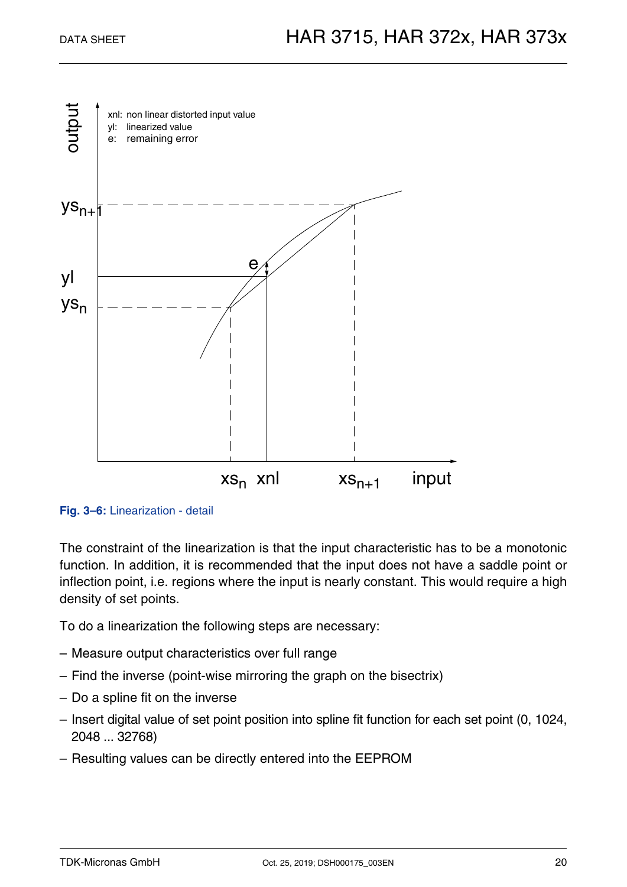**Fig. 3–6:** Linearization - detail

The constraint of the linearization is that the input characteristic has to be a monotonic function. In addition, it is recommended that the input does not have a saddle point or inflection point, i.e. regions where the input is nearly constant. This would require a high density of set points.

To do a linearization the following steps are necessary:

- Measure output characteristics over full range
- Find the inverse (point-wise mirroring the graph on the bisectrix)
- Do a spline fit on the inverse
- Insert digital value of set point position into spline fit function for each set point (0, 1024, 2048 ... 32768)
- Resulting values can be directly entered into the EEPROM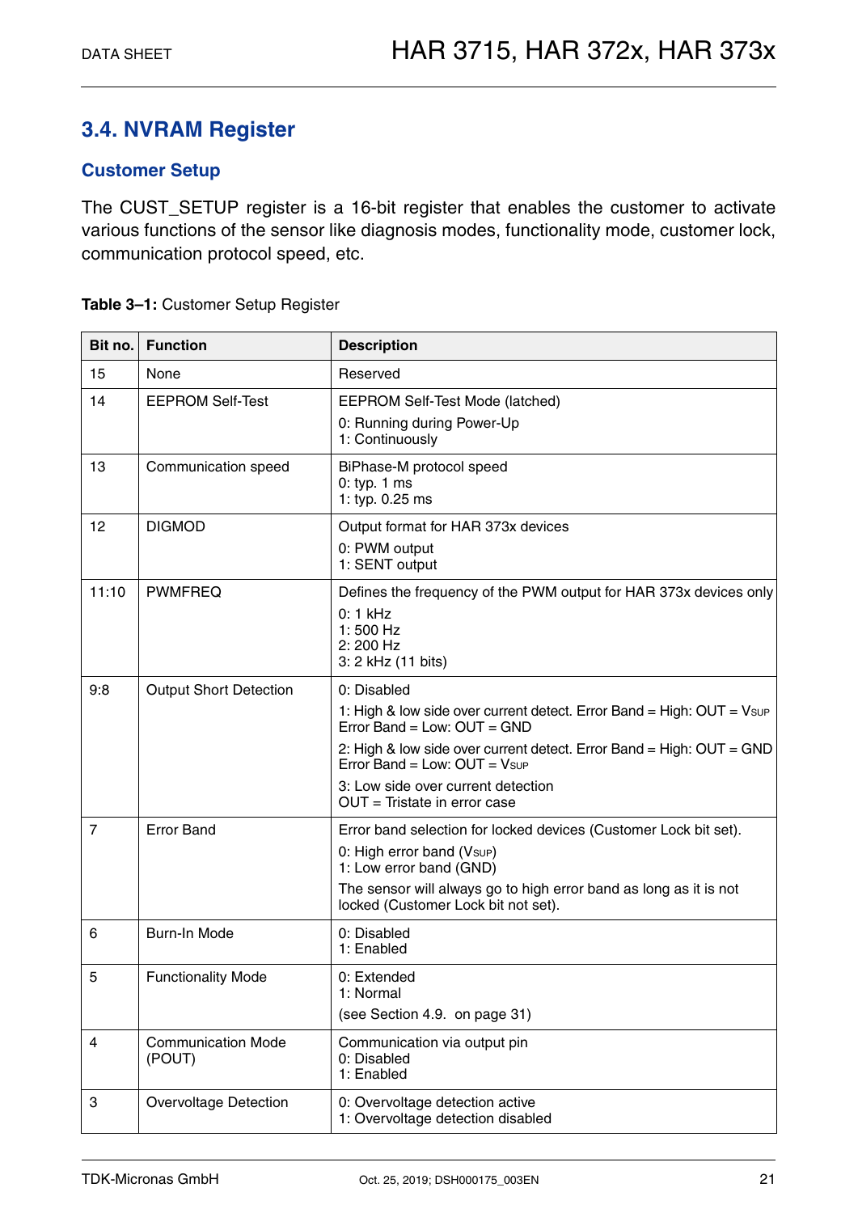## 3.4. NVRAM Register

### Customer Setup

The CUST_SETUP register is a 16-bit register that enables the customer to activate various functions of the sensor like diagnosis modes, functionality mode, customer lock, communication protocol speed, etc.

**Table 3–1:** Customer Setup Register

| Bit no. | Function | Description |
| --- | --- | --- |
| 15 | None | Reserved |
| 14 | EEPROM Self-Test | EEPROM Self-Test Mode (latched)<br>0: Running during Power-Up<br>1: Continuously |
| 13 | Communication speed | BiPhase-M protocol speed<br>0: typ. 1 ms<br>1: typ. 0.25 ms |
| 12 | DIGMOD | Output format for HAR 373x devices<br>0: PWM output<br>1: SENT output |
| 11:10 | PWMFREQ | Defines the frequency of the PWM output for HAR 373x devices only<br>0: 1 kHz<br>1: 500 Hz<br>2: 200 Hz<br>3: 2 kHz (11 bits) |
| 9:8 | Output Short Detection | 0: Disabled<br>1: High & low side over current detect. Error Band = High: OUT = $V_{SUP}$ Error Band = Low: OUT = GND<br>2: High & low side over current detect. Error Band = High: OUT = GND Error Band = Low: OUT = $V_{SUP}$<br>3: Low side over current detection OUT = Tristate in error case |
| 7 | Error Band | Error band selection for locked devices (Customer Lock bit set).<br>0: High error band ($V_{SUP}$)<br>1: Low error band (GND)<br>The sensor will always go to high error band as long as it is not locked (Customer Lock bit not set). |
| 6 | Burn-In Mode | 0: Disabled<br>1: Enabled |
| 5 | Functionality Mode | 0: Extended<br>1: Normal<br>(see Section 4.9. on page 31) |
| 4 | Communication Mode (POUT) | Communication via output pin<br>0: Disabled<br>1: Enabled |
| 3 | Overvoltage Detection | 0: Overvoltage detection active<br>1: Overvoltage detection disabled |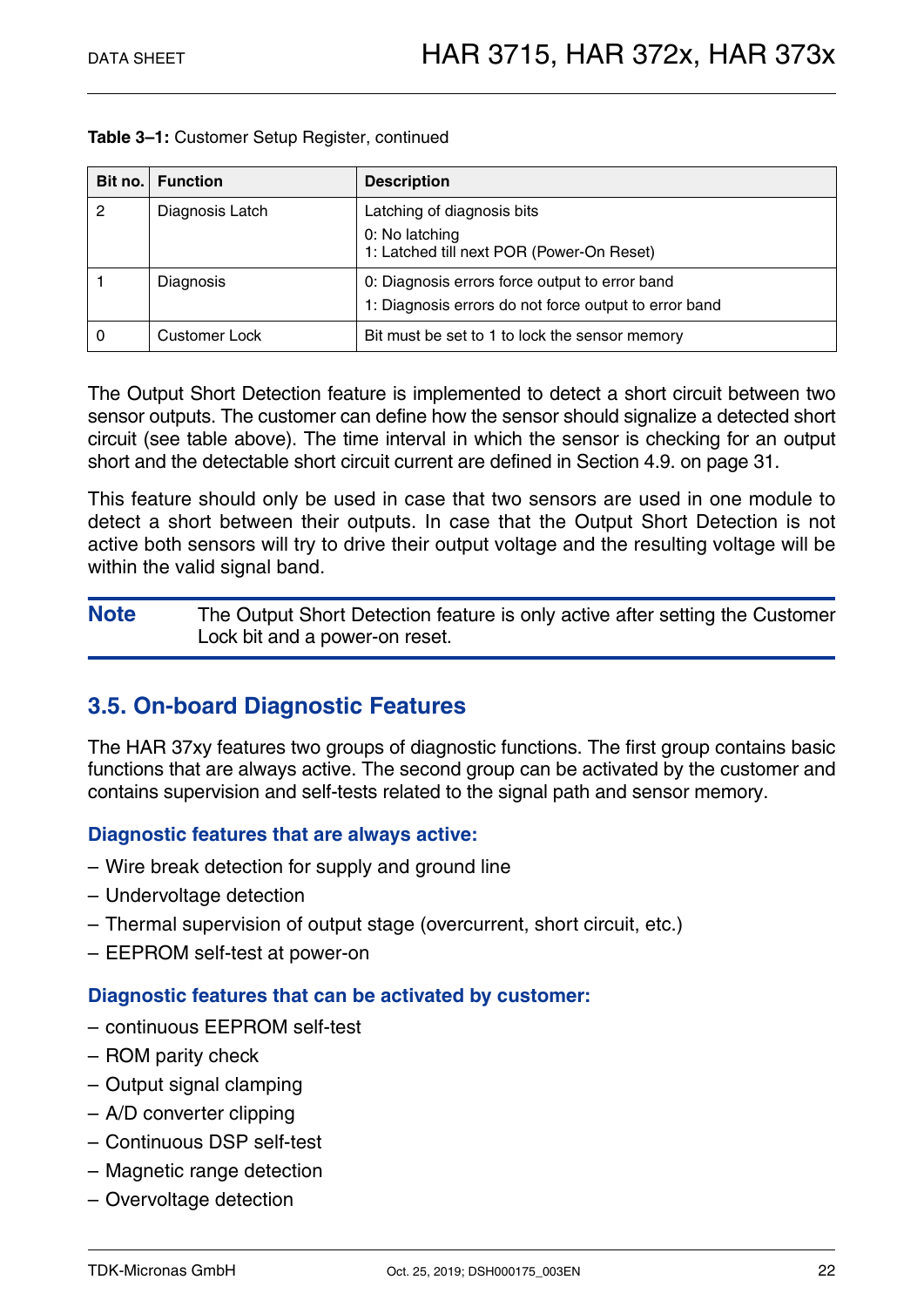**Table 3–1:** Customer Setup Register, continued

| Bit no. | Function | Description |
|---|---|---|
| 2 | Diagnosis Latch | Latching of diagnosis bits<br>0: No latching<br>1: Latched till next POR (Power-On Reset) |
| 1 | Diagnosis | 0: Diagnosis errors force output to error band<br>1: Diagnosis errors do not force output to error band |
| 0 | Customer Lock | Bit must be set to 1 to lock the sensor memory |

The Output Short Detection feature is implemented to detect a short circuit between two sensor outputs. The customer can define how the sensor should signalize a detected short circuit (see table above). The time interval in which the sensor is checking for an output short and the detectable short circuit current are defined in Section 4.9. on page 31.

This feature should only be used in case that two sensors are used in one module to detect a short between their outputs. In case that the Output Short Detection is not active both sensors will try to drive their output voltage and the resulting voltage will be within the valid signal band.

**Note** The Output Short Detection feature is only active after setting the Customer Lock bit and a power-on reset.

## 3.5. On-board Diagnostic Features

The HAR 37xy features two groups of diagnostic functions. The first group contains basic functions that are always active. The second group can be activated by the customer and contains supervision and self-tests related to the signal path and sensor memory.

### Diagnostic features that are always active:

– Wire break detection for supply and ground line
– Undervoltage detection
– Thermal supervision of output stage (overcurrent, short circuit, etc.)
– EEPROM self-test at power-on

### Diagnostic features that can be activated by customer:

– continuous EEPROM self-test
– ROM parity check
– Output signal clamping
– A/D converter clipping
– Continuous DSP self-test
– Magnetic range detection
– Overvoltage detection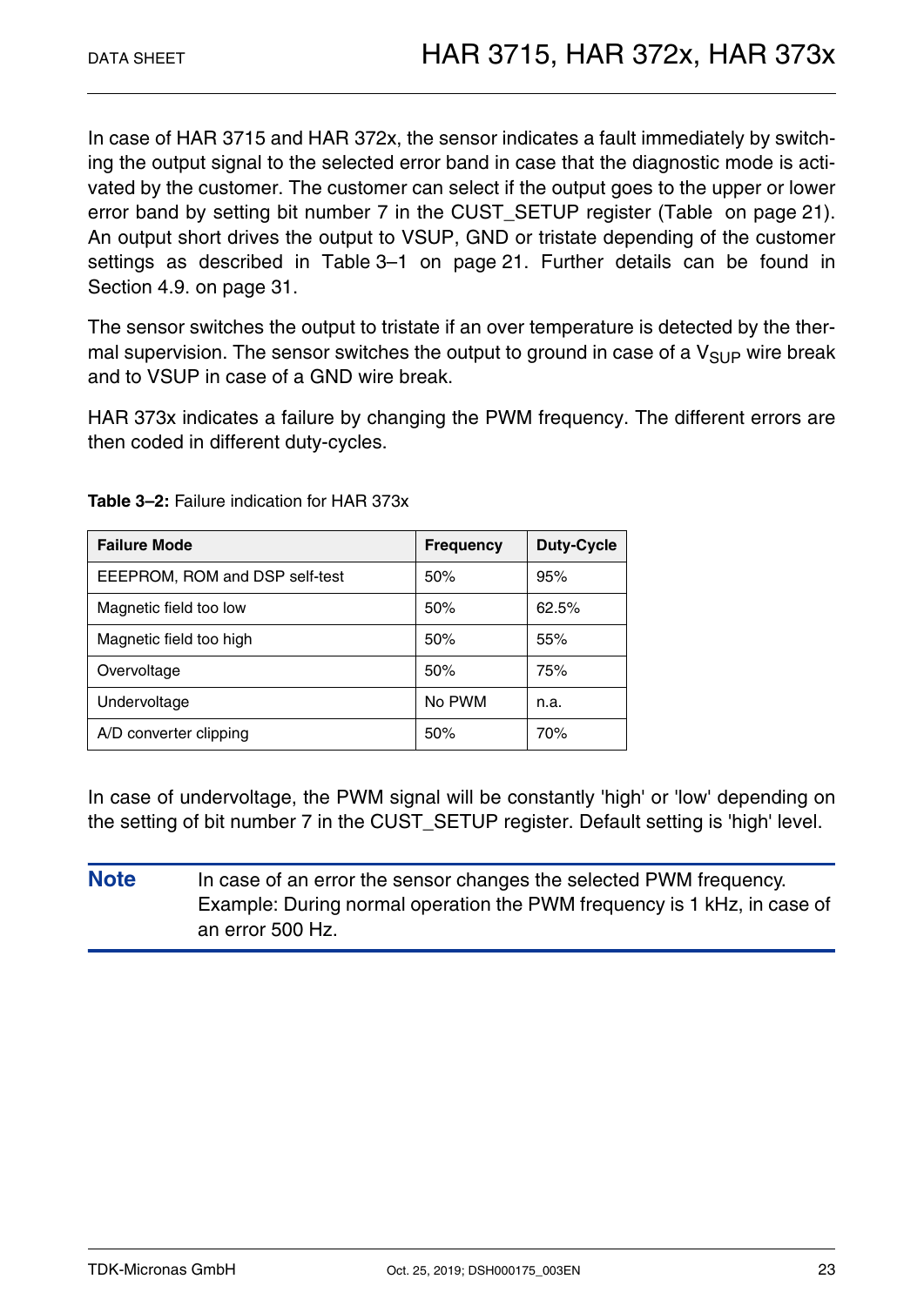In case of HAR 3715 and HAR 372x, the sensor indicates a fault immediately by switching the output signal to the selected error band in case that the diagnostic mode is activated by the customer. The customer can select if the output goes to the upper or lower error band by setting bit number 7 in the CUST_SETUP register (Table  on page 21). An output short drives the output to VSUP, GND or tristate depending of the customer settings as described in Table 3–1 on page 21. Further details can be found in Section 4.9. on page 31.

The sensor switches the output to tristate if an over temperature is detected by the thermal supervision. The sensor switches the output to ground in case of a $V_{SUP}$ wire break and to VSUP in case of a GND wire break.

HAR 373x indicates a failure by changing the PWM frequency. The different errors are then coded in different duty-cycles.

**Table 3–2:** Failure indication for HAR 373x

| Failure Mode | Frequency | Duty-Cycle |
|---|---|---|
| EEPROM, ROM and DSP self-test | 50% | 95% |
| Magnetic field too low | 50% | 62.5% |
| Magnetic field too high | 50% | 55% |
| Overvoltage | 50% | 75% |
| Undervoltage | No PWM | n.a. |
| A/D converter clipping | 50% | 70% |

In case of undervoltage, the PWM signal will be constantly 'high' or 'low' depending on the setting of bit number 7 in the CUST_SETUP register. Default setting is 'high' level.

**Note** In case of an error the sensor changes the selected PWM frequency. Example: During normal operation the PWM frequency is 1 kHz, in case of an error 500 Hz.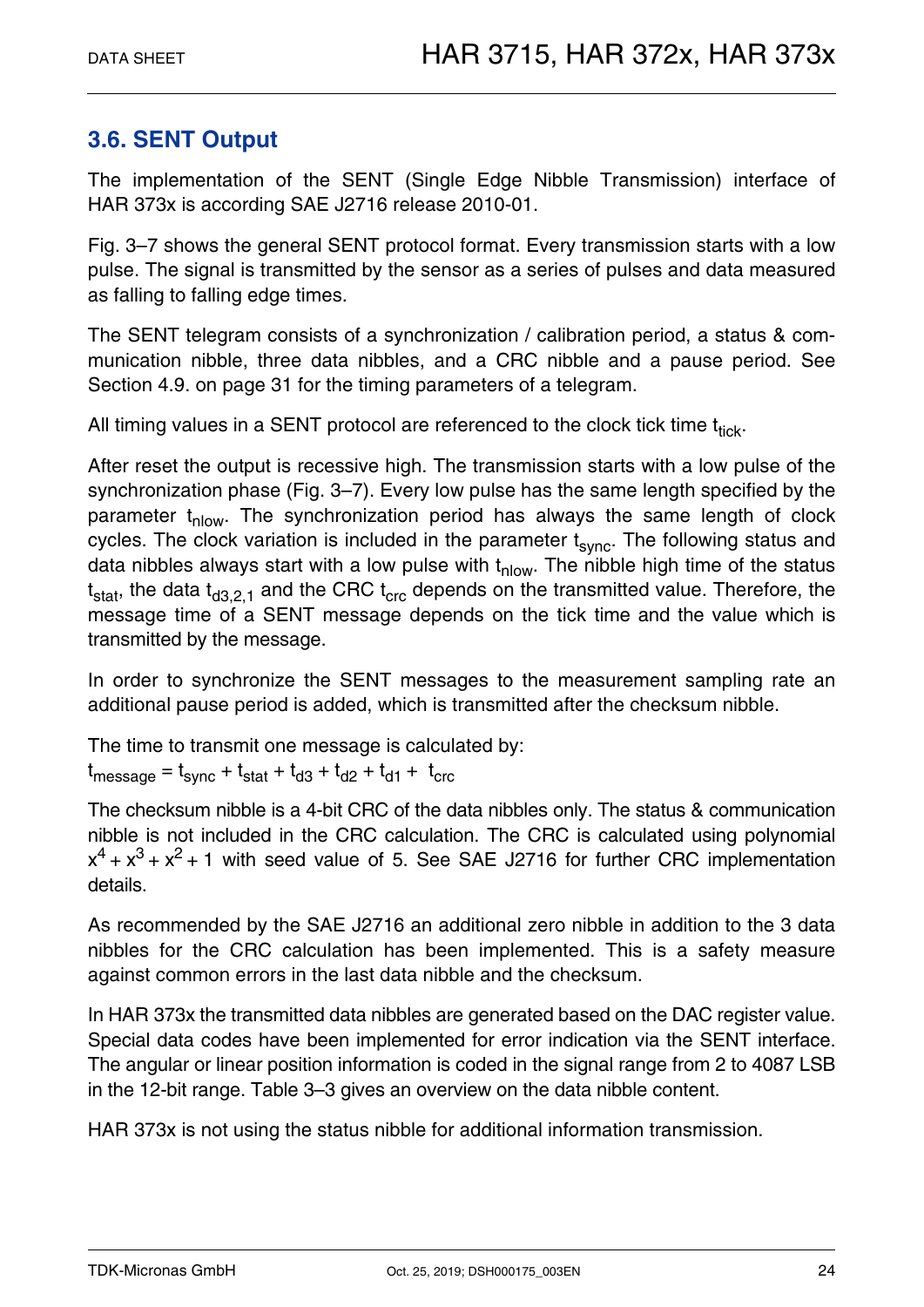## 3.6. SENT Output

The implementation of the SENT (Single Edge Nibble Transmission) interface of HAR 373x is according SAE J2716 release 2010-01.

Fig. 3–7 shows the general SENT protocol format. Every transmission starts with a low pulse. The signal is transmitted by the sensor as a series of pulses and data measured as falling to falling edge times.

The SENT telegram consists of a synchronization / calibration period, a status & communication nibble, three data nibbles, and a CRC nibble and a pause period. See Section 4.9. on page 31 for the timing parameters of a telegram.

All timing values in a SENT protocol are referenced to the clock tick time $t_{tick}$.

After reset the output is recessive high. The transmission starts with a low pulse of the synchronization phase (Fig. 3–7). Every low pulse has the same length specified by the parameter $t_{nlow}$. The synchronization period has always the same length of clock cycles. The clock variation is included in the parameter $t_{sync}$. The following status and data nibbles always start with a low pulse with $t_{nlow}$. The nibble high time of the status $t_{stat}$, the data $t_{d3,2,1}$ and the CRC $t_{crc}$ depends on the transmitted value. Therefore, the message time of a SENT message depends on the tick time and the value which is transmitted by the message.

In order to synchronize the SENT messages to the measurement sampling rate an additional pause period is added, which is transmitted after the checksum nibble.

The time to transmit one message is calculated by:
$t_{message} = t_{sync} + t_{stat} + t_{d3} + t_{d2} + t_{d1} + t_{crc}$

The checksum nibble is a 4-bit CRC of the data nibbles only. The status & communication nibble is not included in the CRC calculation. The CRC is calculated using polynomial $x^4 + x^3 + x^2 + 1$ with seed value of 5. See SAE J2716 for further CRC implementation details.

As recommended by the SAE J2716 an additional zero nibble in addition to the 3 data nibbles for the CRC calculation has been implemented. This is a safety measure against common errors in the last data nibble and the checksum.

In HAR 373x the transmitted data nibbles are generated based on the DAC register value. Special data codes have been implemented for error indication via the SENT interface. The angular or linear position information is coded in the signal range from 2 to 4087 LSB in the 12-bit range. Table 3–3 gives an overview on the data nibble content.

HAR 373x is not using the status nibble for additional information transmission.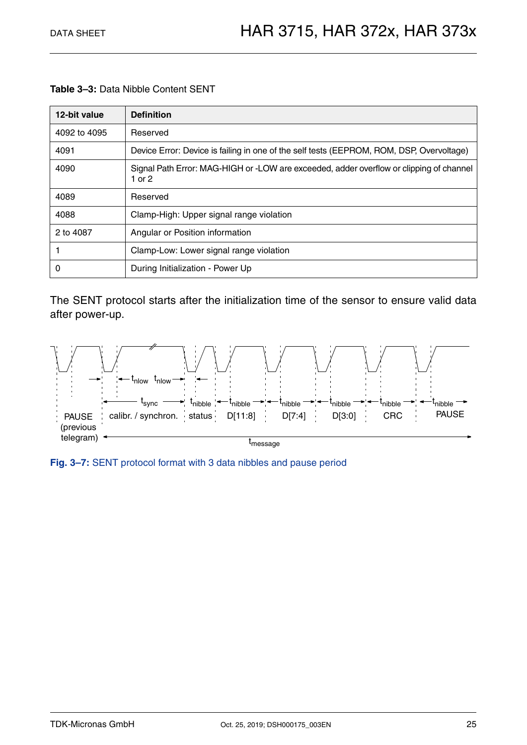**Table 3–3:** Data Nibble Content SENT

| 12-bit value | Definition |
|---|---|
| 4092 to 4095 | Reserved |
| 4091 | Device Error: Device is failing in one of the self tests (EEPROM, ROM, DSP, Overvoltage) |
| 4090 | Signal Path Error: MAG-HIGH or -LOW are exceeded, adder overflow or clipping of channel 1 or 2 |
| 4089 | Reserved |
| 4088 | Clamp-High: Upper signal range violation |
| 2 to 4087 | Angular or Position information |
| 1 | Clamp-Low: Lower signal range violation |
| 0 | During Initialization - Power Up |

The SENT protocol starts after the initialization time of the sensor to ensure valid data after power-up.

PAUSE (previous telegram) | $t_{nlow}$ $t_{nlow}$ | $t_{sync}$ calibr. / synchron. | $t_{nibble}$ status | $t_{nibble}$ D[11:8] | $t_{nibble}$ D[7:4] | $t_{nibble}$ D[3:0] | $t_{nibble}$ CRC | $t_{nibble}$ PAUSE | $t_{message}$

**Fig. 3–7:** SENT protocol format with 3 data nibbles and pause period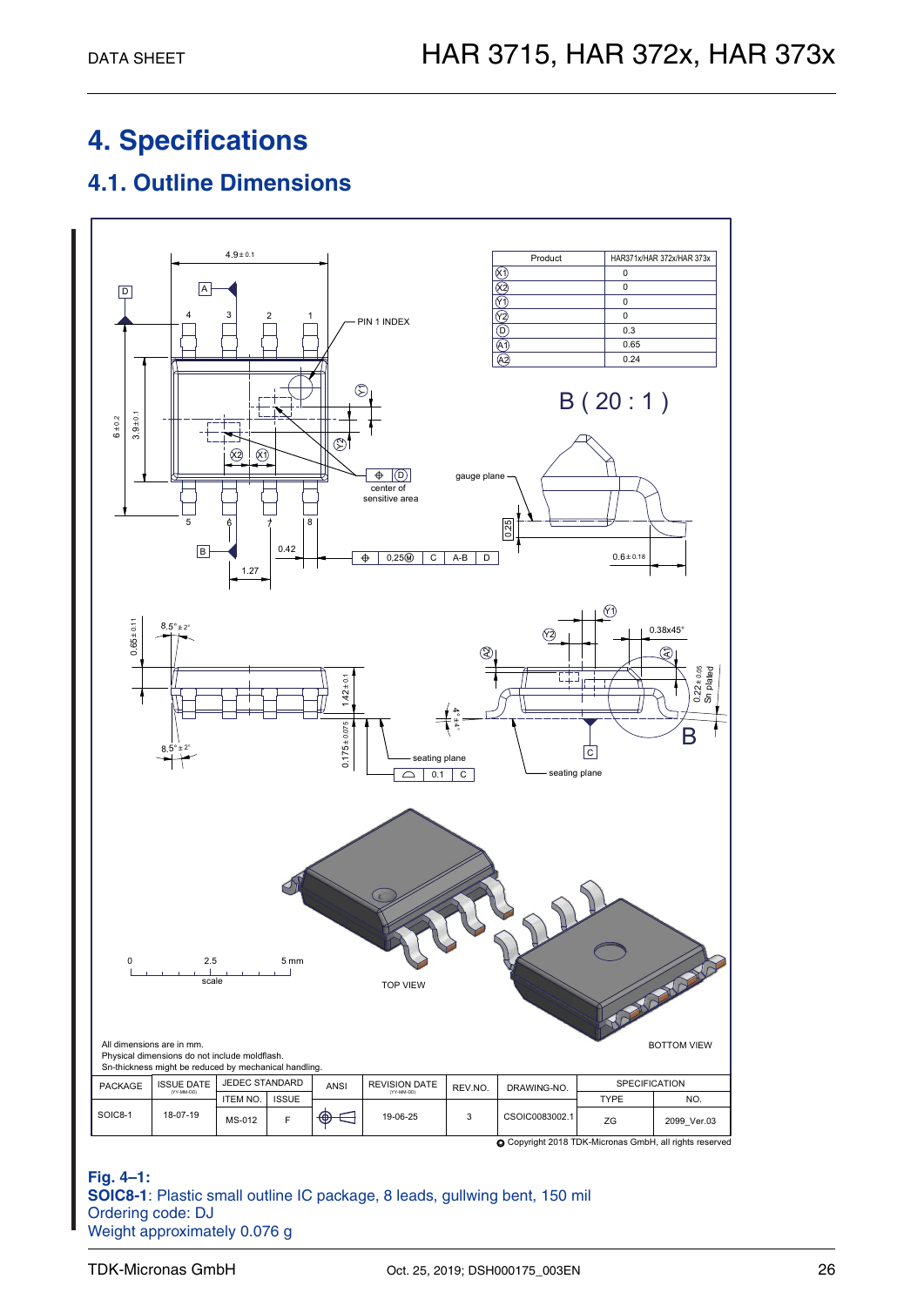# 4. Specifications

## 4.1. Outline Dimensions

| Product | HAR371x/HAR 372x/HAR 373x |
|---|---|
| X1 | 0 |
| X2 | 0 |
| Y1 | 0 |
| Y2 | 0 |
| D | 0.3 |
| A1 | 0.65 |
| A2 | 0.24 |

All dimensions are in mm.
Physical dimensions do not include moldflash.
Sn-thickness might be reduced by mechanical handling.

| PACKAGE | ISSUE DATE (YY-MM-DD) | JEDEC STANDARD | | ANSI | REVISION DATE (YY-MM-DD) | REV.NO. | DRAWING-NO. | SPECIFICATION | |
|---|---|---|---|---|---|---|---|---|---|
| | | ITEM NO. | ISSUE | | | | | TYPE | NO. |
| SOIC8-1 | 18-07-19 | MS-012 | F | | 19-06-25 | 3 | CSOIC0083002.1 | ZG | 2099_Ver.03 |

© Copyright 2018 TDK-Micronas GmbH, all rights reserved

**Fig. 4–1:**
**SOIC8-1**: Plastic small outline IC package, 8 leads, gullwing bent, 150 mil
Ordering code: DJ
Weight approximately 0.076 g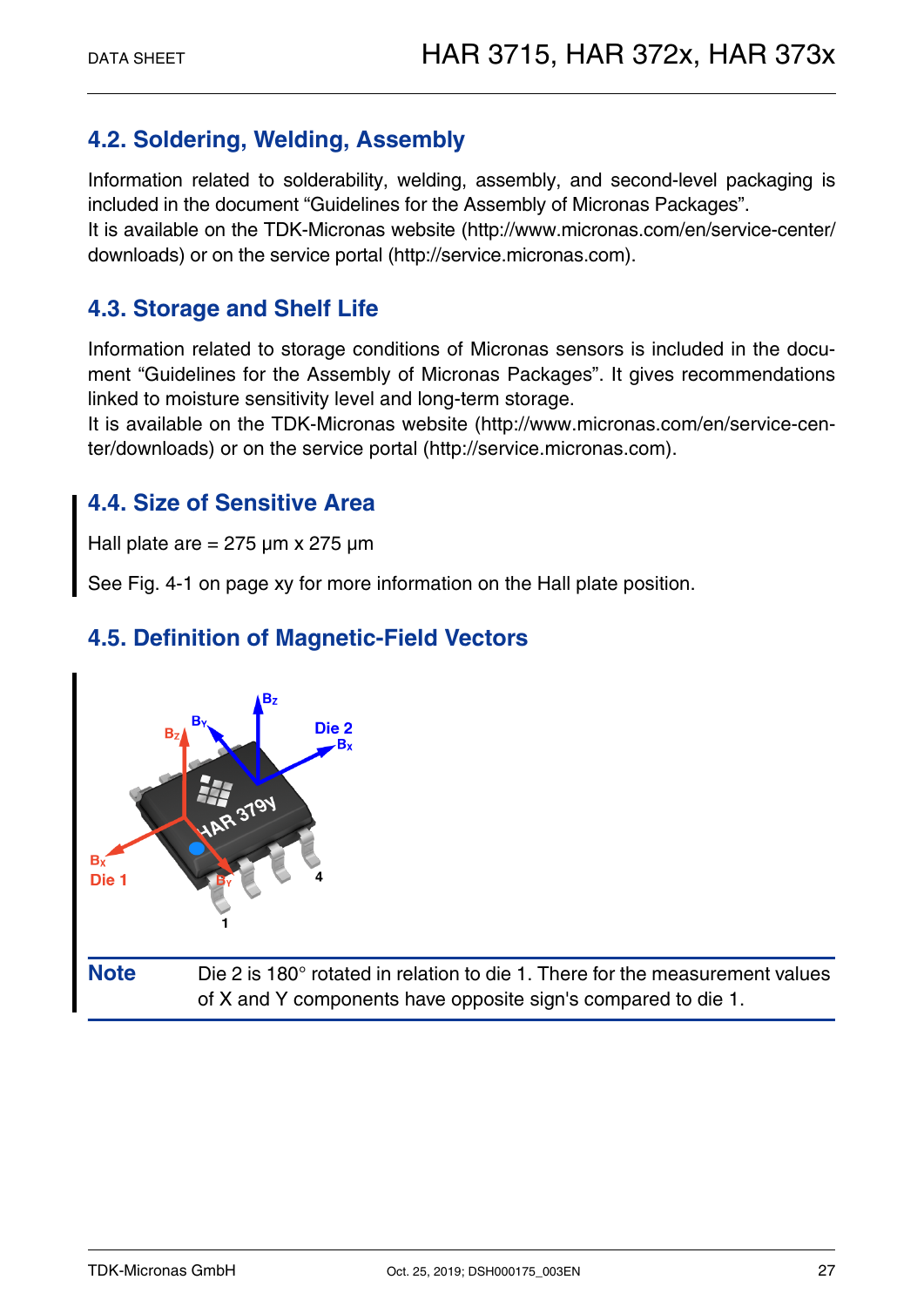## 4.2. Soldering, Welding, Assembly

Information related to solderability, welding, assembly, and second-level packaging is included in the document “Guidelines for the Assembly of Micronas Packages”.
It is available on the TDK-Micronas website (http://www.micronas.com/en/service-center/downloads) or on the service portal (http://service.micronas.com).

## 4.3. Storage and Shelf Life

Information related to storage conditions of Micronas sensors is included in the document “Guidelines for the Assembly of Micronas Packages”. It gives recommendations linked to moisture sensitivity level and long-term storage.
It is available on the TDK-Micronas website (http://www.micronas.com/en/service-center/downloads) or on the service portal (http://service.micronas.com).

## 4.4. Size of Sensitive Area

Hall plate are = 275 µm x 275 µm

See Fig. 4-1 on page xy for more information on the Hall plate position.

## 4.5. Definition of Magnetic-Field Vectors

**Note** Die 2 is 180° rotated in relation to die 1. There for the measurement values of X and Y components have opposite sign's compared to die 1.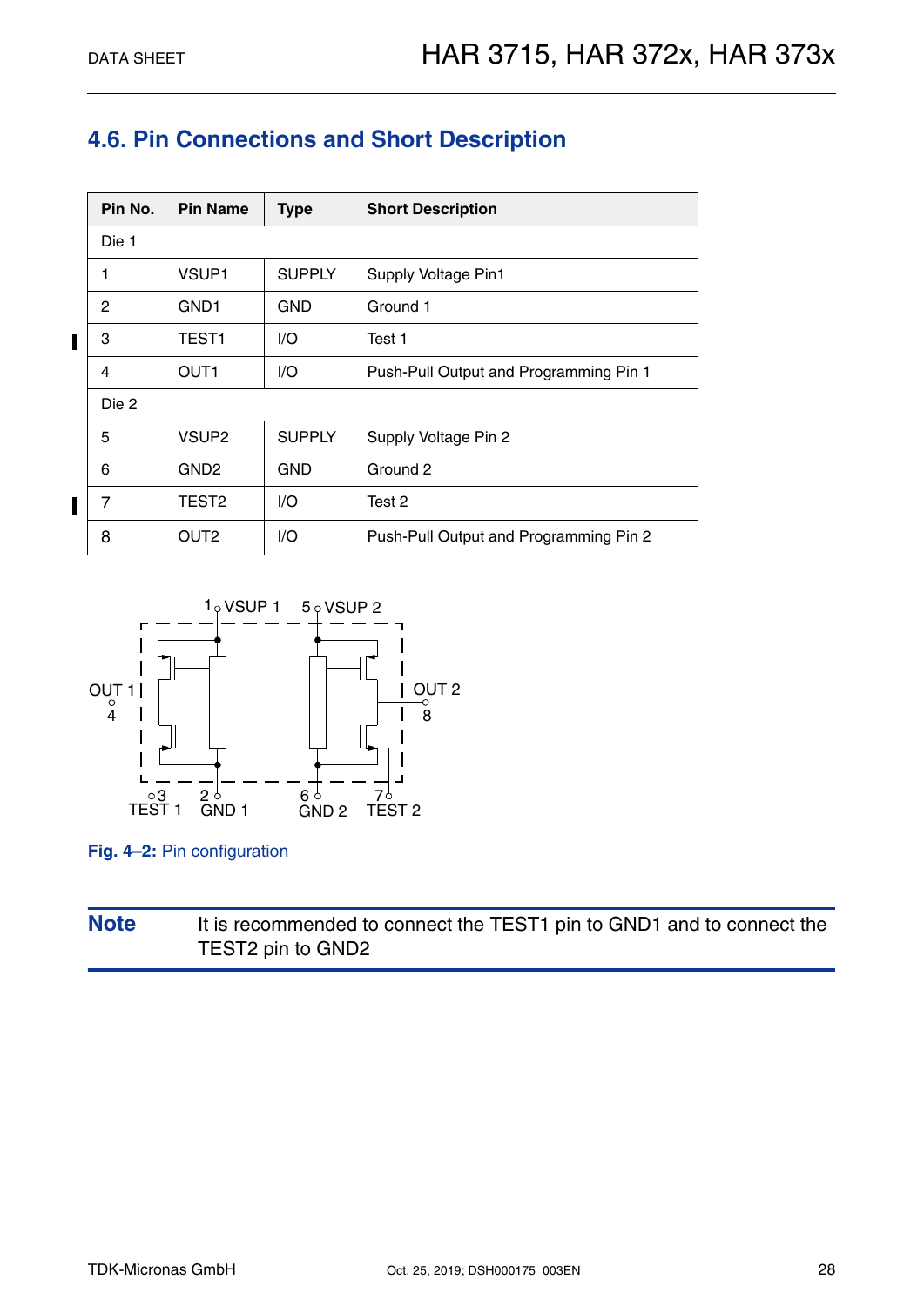## 4.6. Pin Connections and Short Description

| Pin No. | Pin Name | Type | Short Description |
|---|---|---|---|
| Die 1 | | | |
| 1 | VSUP1 | SUPPLY | Supply Voltage Pin1 |
| 2 | GND1 | GND | Ground 1 |
| 3 | TEST1 | I/O | Test 1 |
| 4 | OUT1 | I/O | Push-Pull Output and Programming Pin 1 |
| Die 2 | | | |
| 5 | VSUP2 | SUPPLY | Supply Voltage Pin 2 |
| 6 | GND2 | GND | Ground 2 |
| 7 | TEST2 | I/O | Test 2 |
| 8 | OUT2 | I/O | Push-Pull Output and Programming Pin 2 |

**Fig. 4–2:** Pin configuration

**Note** It is recommended to connect the TEST1 pin to GND1 and to connect the TEST2 pin to GND2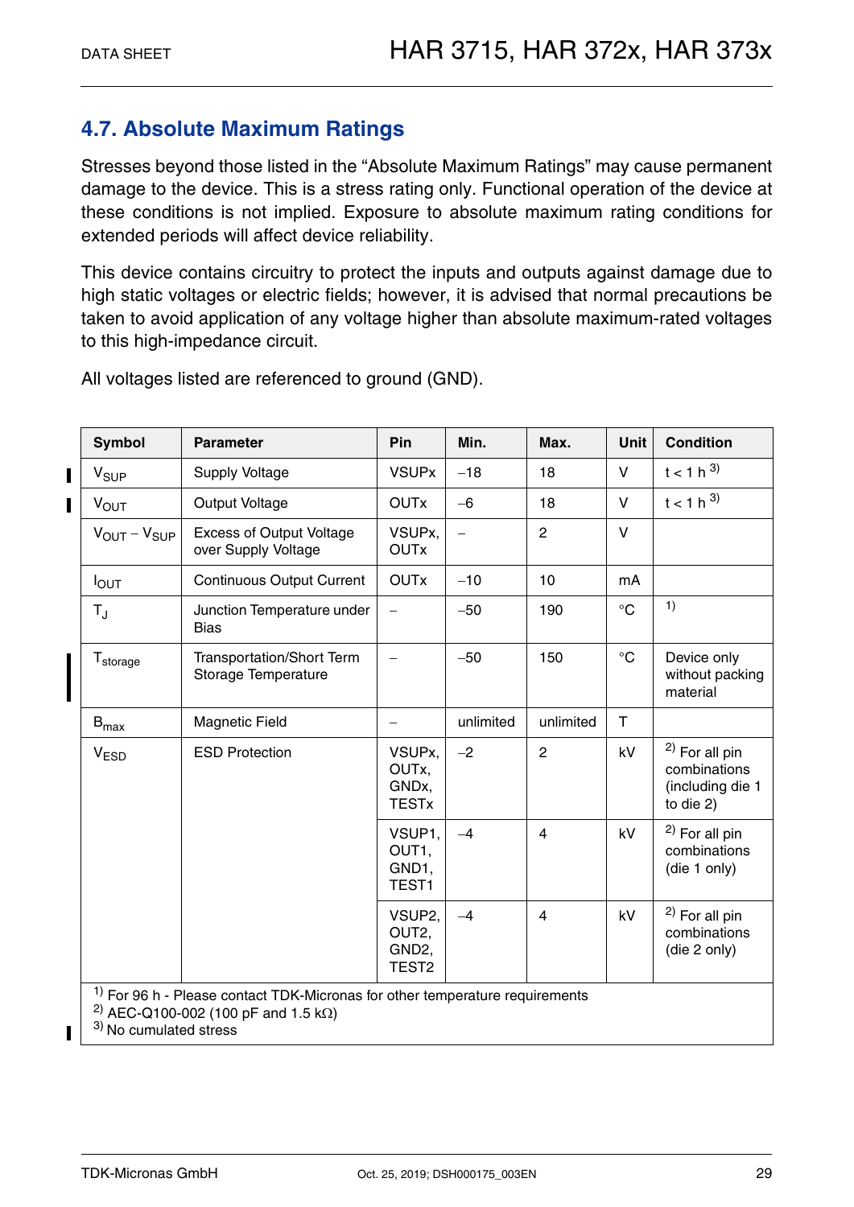## 4.7. Absolute Maximum Ratings

Stresses beyond those listed in the “Absolute Maximum Ratings” may cause permanent damage to the device. This is a stress rating only. Functional operation of the device at these conditions is not implied. Exposure to absolute maximum rating conditions for extended periods will affect device reliability.

This device contains circuitry to protect the inputs and outputs against damage due to high static voltages or electric fields; however, it is advised that normal precautions be taken to avoid application of any voltage higher than absolute maximum-rated voltages to this high-impedance circuit.

All voltages listed are referenced to ground (GND).

| Symbol | Parameter | Pin | Min. | Max. | Unit | Condition |
|---|---|---|---|---|---|---|
| $V_{SUP}$ | Supply Voltage | VSUPx | −18 | 18 | V | t < 1 h [3] |
| $V_{OUT}$ | Output Voltage | OUTx | −6 | 18 | V | t < 1 h [3] |
| $V_{OUT} - V_{SUP}$ | Excess of Output Voltage over Supply Voltage | VSUPx, OUTx | − | 2 | V | |
| $I_{OUT}$ | Continuous Output Current | OUTx | −10 | 10 | mA | |
| $T_J$ | Junction Temperature under Bias | − | −50 | 190 | °C | [1] |
| $T_{storage}$ | Transportation/Short Term Storage Temperature | − | −50 | 150 | °C | Device only without packing material |
| $B_{max}$ | Magnetic Field | − | unlimited | unlimited | T | |
| $V_{ESD}$ | ESD Protection | VSUPx, OUTx, GNDx, TESTx | −2 | 2 | kV | [2] For all pin combinations (including die 1 to die 2) |
| | | VSUP1, OUT1, GND1, TEST1 | −4 | 4 | kV | [2] For all pin combinations (die 1 only) |
| | | VSUP2, OUT2, GND2, TEST2 | −4 | 4 | kV | [2] For all pin combinations (die 2 only) |

[1] For 96 h - Please contact TDK-Micronas for other temperature requirements
[2] AEC-Q100-002 (100 pF and 1.5 kΩ)
[3] No cumulated stress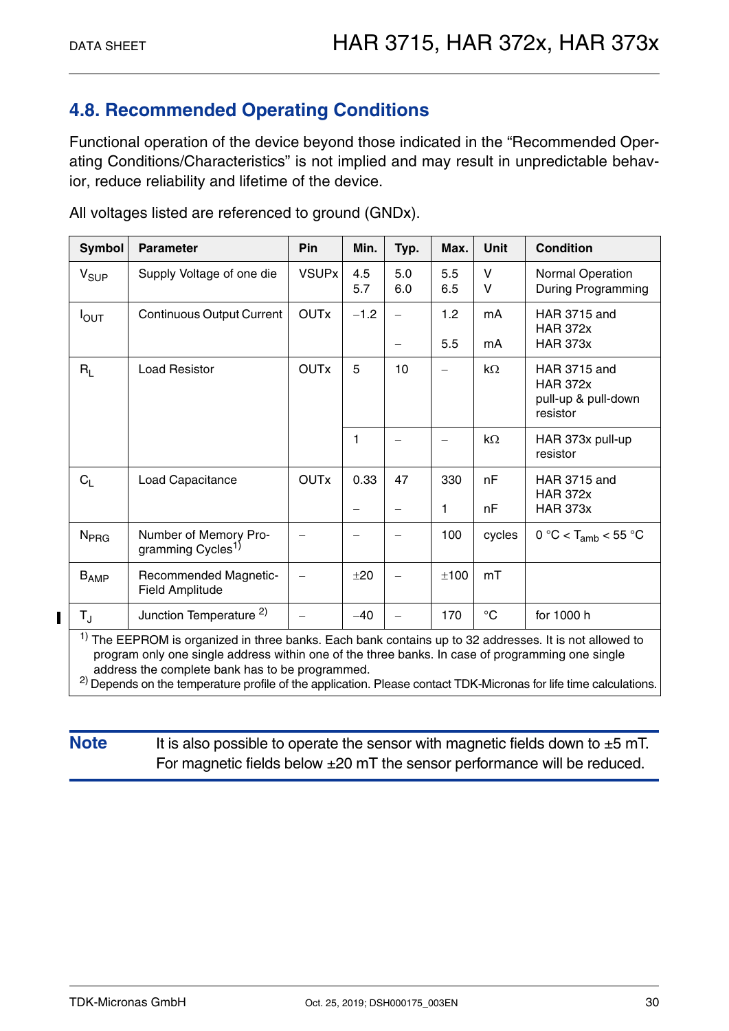## 4.8. Recommended Operating Conditions

Functional operation of the device beyond those indicated in the “Recommended Operating Conditions/Characteristics” is not implied and may result in unpredictable behavior, reduce reliability and lifetime of the device.

All voltages listed are referenced to ground (GNDx).

| Symbol | Parameter | Pin | Min. | Typ. | Max. | Unit | Condition |
|---|---|---|---|---|---|---|---|
| $V_{SUP}$ | Supply Voltage of one die | VSUPx | 4.5<br>5.7 | 5.0<br>6.0 | 5.5<br>6.5 | V<br>V | Normal Operation<br>During Programming |
| $I_{OUT}$ | Continuous Output Current | OUTx | −1.2 | –<br>– | 1.2<br>5.5 | mA<br>mA | HAR 3715 and HAR 372x<br>HAR 373x |
| $R_L$ | Load Resistor | OUTx | 5 | 10 | – | kΩ | HAR 3715 and HAR 372x pull-up & pull-down resistor |
| | | | 1 | – | – | kΩ | HAR 373x pull-up resistor |
| $C_L$ | Load Capacitance | OUTx | 0.33<br>– | 47<br>– | 330<br>1 | nF<br>nF | HAR 3715 and HAR 372x<br>HAR 373x |
| $N_{PRG}$ | Number of Memory Programming Cycles[1] | – | – | – | 100 | cycles | 0 °C < $T_{amb}$ < 55 °C |
| $B_{AMP}$ | Recommended Magnetic-Field Amplitude | – | ±20 | – | ±100 | mT | |
| $T_J$ | Junction Temperature [2] | – | −40 | – | 170 | °C | for 1000 h |

[1] The EEPROM is organized in three banks. Each bank contains up to 32 addresses. It is not allowed to program only one single address within one of the three banks. In case of programming one single address the complete bank has to be programmed.
[2] Depends on the temperature profile of the application. Please contact TDK-Micronas for life time calculations.

**Note** It is also possible to operate the sensor with magnetic fields down to ±5 mT. For magnetic fields below ±20 mT the sensor performance will be reduced.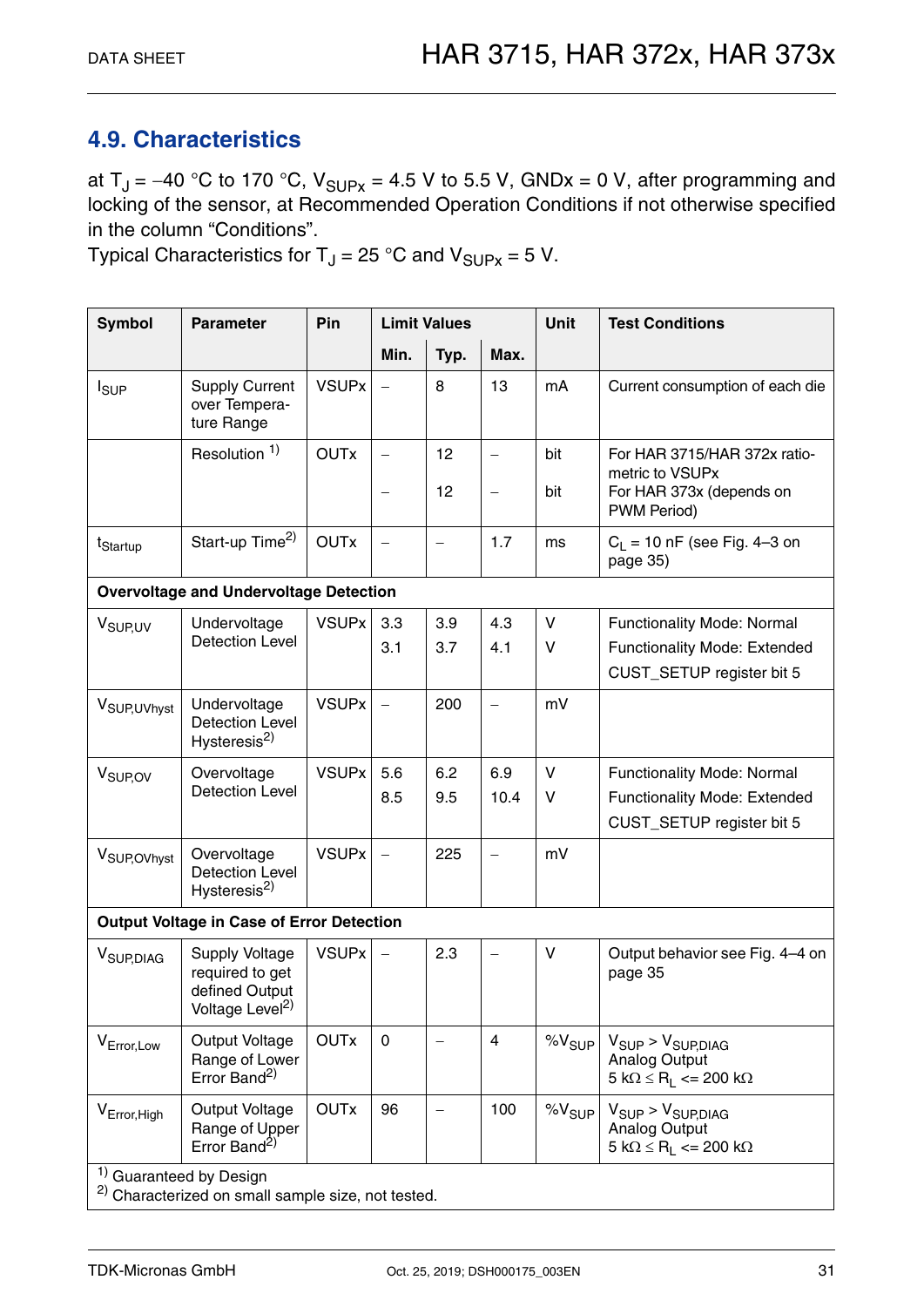## 4.9. Characteristics

at $T_J$ = –40 °C to 170 °C, $V_{SUPx}$ = 4.5 V to 5.5 V, GNDx = 0 V, after programming and locking of the sensor, at Recommended Operation Conditions if not otherwise specified in the column “Conditions”.
Typical Characteristics for $T_J$ = 25 °C and $V_{SUPx}$ = 5 V.

| Symbol | Parameter | Pin | Limit Values | | | Unit | Test Conditions |
|---|---|---|---|---|---|---|---|
| | | | Min. | Typ. | Max. | | |
| $I_{SUP}$ | Supply Current over Temperature Range | VSUPx | – | 8 | 13 | mA | Current consumption of each die |
| | Resolution [1] | OUTx | –<br>– | 12<br>12 | –<br>– | bit<br>bit | For HAR 3715/HAR 372x ratiometric to VSUPx<br>For HAR 373x (depends on PWM Period) |
| $t_{Startup}$ | Start-up Time[2] | OUTx | – | – | 1.7 | ms | $C_L$ = 10 nF (see Fig. 4–3 on page 35) |
| **Overvoltage and Undervoltage Detection** | | | | | | | |
| $V_{SUP,UV}$ | Undervoltage Detection Level | VSUPx | 3.3<br>3.1 | 3.9<br>3.7 | 4.3<br>4.1 | V<br>V | Functionality Mode: Normal<br>Functionality Mode: Extended<br>CUST_SETUP register bit 5 |
| $V_{SUP,UVhyst}$ | Undervoltage Detection Level Hysteresis[2] | VSUPx | – | 200 | – | mV | |
| $V_{SUP,OV}$ | Overvoltage Detection Level | VSUPx | 5.6<br>8.5 | 6.2<br>9.5 | 6.9<br>10.4 | V<br>V | Functionality Mode: Normal<br>Functionality Mode: Extended<br>CUST_SETUP register bit 5 |
| $V_{SUP,OVhyst}$ | Overvoltage Detection Level Hysteresis[2] | VSUPx | – | 225 | – | mV | |
| **Output Voltage in Case of Error Detection** | | | | | | | |
| $V_{SUP,DIAG}$ | Supply Voltage required to get defined Output Voltage Level[2] | VSUPx | – | 2.3 | – | V | Output behavior see Fig. 4–4 on page 35 |
| $V_{Error,Low}$ | Output Voltage Range of Lower Error Band[2] | OUTx | 0 | – | 4 | %$V_{SUP}$ | $V_{SUP} > V_{SUP,DIAG}$<br>Analog Output<br>5 kΩ ≤ $R_L$ <= 200 kΩ |
| $V_{Error,High}$ | Output Voltage Range of Upper Error Band[2] | OUTx | 96 | – | 100 | %$V_{SUP}$ | $V_{SUP} > V_{SUP,DIAG}$<br>Analog Output<br>5 kΩ ≤ $R_L$ <= 200 kΩ |

[1] Guaranteed by Design
[2] Characterized on small sample size, not tested.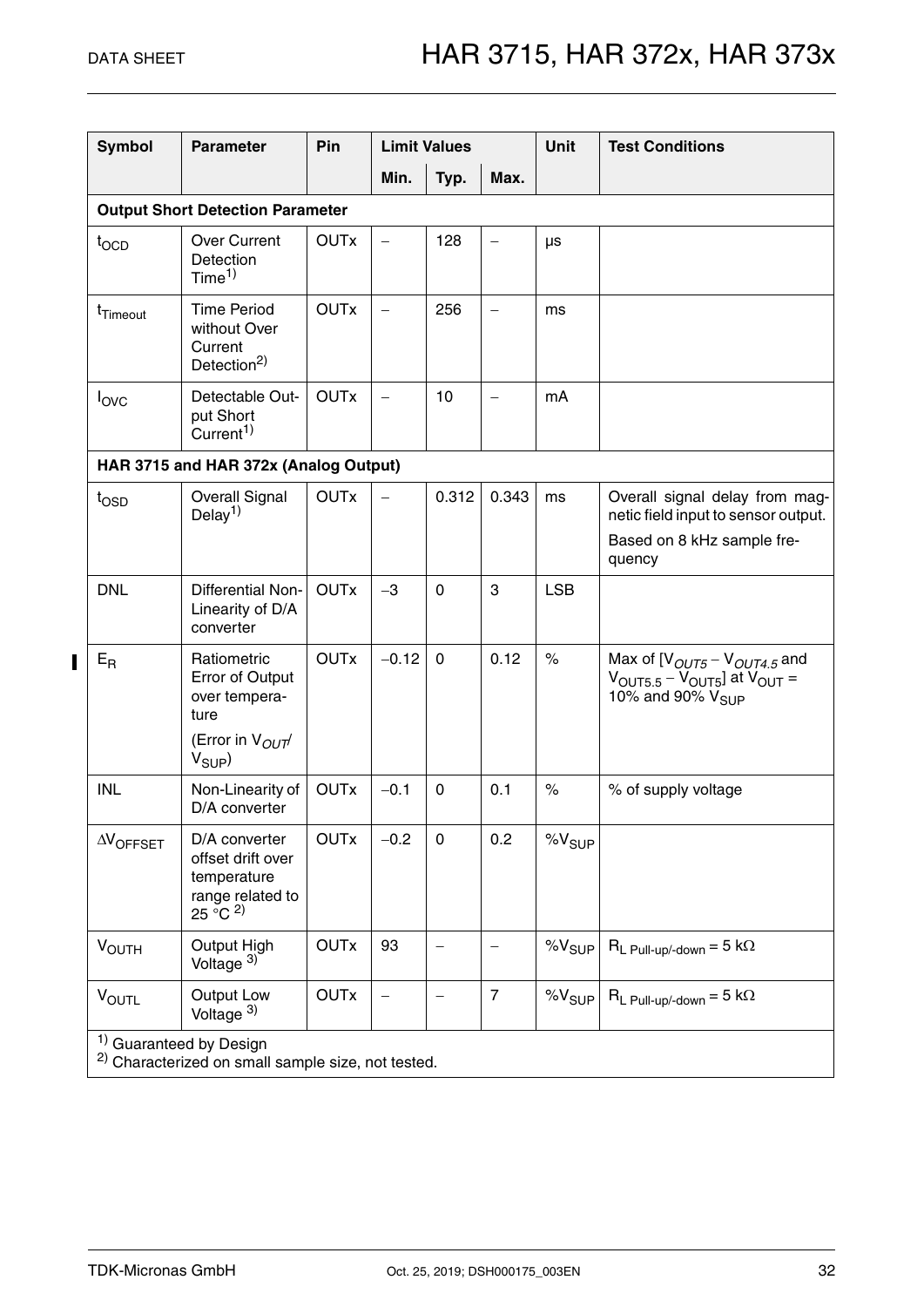| Symbol | Parameter | Pin | Limit Values | | | Unit | Test Conditions |
|---|---|---|---|---|---|---|---|
| | | | Min. | Typ. | Max. | | |
| **Output Short Detection Parameter** | | | | | | | |
| $t_{OCD}$ | Over Current Detection Time[1] | OUTx | – | 128 | – | µs | |
| $t_{Timeout}$ | Time Period without Over Current Detection[2] | OUTx | – | 256 | – | ms | |
| $I_{OVC}$ | Detectable Output Short Current[1] | OUTx | – | 10 | – | mA | |
| **HAR 3715 and HAR 372x (Analog Output)** | | | | | | | |
| $t_{OSD}$ | Overall Signal Delay[1] | OUTx | – | 0.312 | 0.343 | ms | Overall signal delay from magnetic field input to sensor output. Based on 8 kHz sample frequency |
| DNL | Differential Non-Linearity of D/A converter | OUTx | −3 | 0 | 3 | LSB | |
| $E_R$ | Ratiometric Error of Output over temperature (Error in $V_{OUT}/V_{SUP}$) | OUTx | −0.12 | 0 | 0.12 | % | Max of [$V_{OUT5} - V_{OUT4.5}$ and $V_{OUT5.5} - V_{OUT5}$] at $V_{OUT}$ = 10% and 90% $V_{SUP}$ |
| INL | Non-Linearity of D/A converter | OUTx | −0.1 | 0 | 0.1 | % | % of supply voltage |
| $\Delta V_{OFFSET}$ | D/A converter offset drift over temperature range related to 25 °C [2] | OUTx | −0.2 | 0 | 0.2 | $\%V_{SUP}$ | |
| $V_{OUTH}$ | Output High Voltage [3] | OUTx | 93 | – | – | $\%V_{SUP}$ | $R_{L\ Pull\text{-}up/\text{-}down} = 5\ k\Omega$ |
| $V_{OUTL}$ | Output Low Voltage [3] | OUTx | – | – | 7 | $\%V_{SUP}$ | $R_{L\ Pull\text{-}up/\text{-}down} = 5\ k\Omega$ |

[1] Guaranteed by Design
[2] Characterized on small sample size, not tested.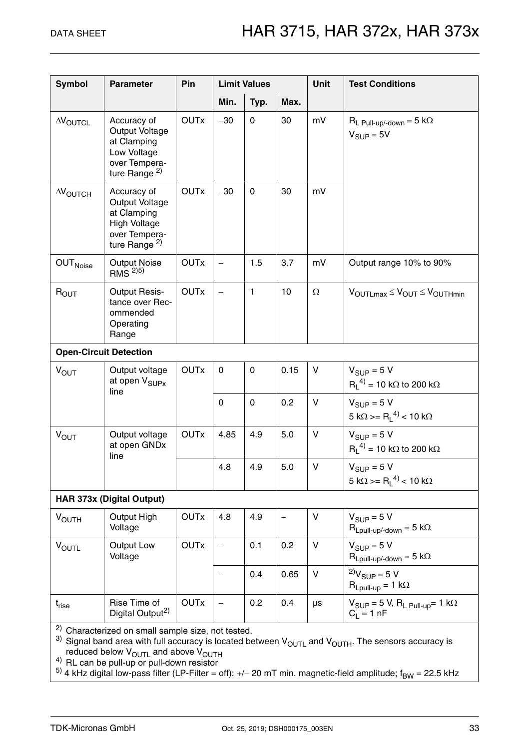| Symbol | Parameter | Pin | Limit Values | | | Unit | Test Conditions |
|---|---|---|---|---|---|---|---|
| | | | Min. | Typ. | Max. | | |
| $\Delta V_{OUTCL}$ | Accuracy of Output Voltage at Clamping Low Voltage over Temperature Range [2] | OUTx | −30 | 0 | 30 | mV | $R_{L\ Pull\text{-}up/\text{-}down} = 5\ k\Omega$ $V_{SUP} = 5V$ |
| $\Delta V_{OUTCH}$ | Accuracy of Output Voltage at Clamping High Voltage over Temperature Range [2] | OUTx | −30 | 0 | 30 | mV | |
| $OUT_{Noise}$ | Output Noise RMS [2)5)] | OUTx | – | 1.5 | 3.7 | mV | Output range 10% to 90% |
| $R_{OUT}$ | Output Resistance over Recommended Operating Range | OUTx | – | 1 | 10 | Ω | $V_{OUTLmax} \leq V_{OUT} \leq V_{OUTHmin}$ |
| **Open-Circuit Detection** | | | | | | | |
| $V_{OUT}$ | Output voltage at open $V_{SUPx}$ line | OUTx | 0 | 0 | 0.15 | V | $V_{SUP} = 5\ V$ $R_L$ [4] = 10 kΩ to 200 kΩ |
| | | | 0 | 0 | 0.2 | V | $V_{SUP} = 5\ V$ 5 kΩ >= $R_L$ [4] < 10 kΩ |
| $V_{OUT}$ | Output voltage at open GNDx line | OUTx | 4.85 | 4.9 | 5.0 | V | $V_{SUP} = 5\ V$ $R_L$ [4] = 10 kΩ to 200 kΩ |
| | | | 4.8 | 4.9 | 5.0 | V | $V_{SUP} = 5\ V$ 5 kΩ >= $R_L$ [4] < 10 kΩ |
| **HAR 373x (Digital Output)** | | | | | | | |
| $V_{OUTH}$ | Output High Voltage | OUTx | 4.8 | 4.9 | – | V | $V_{SUP} = 5\ V$ $R_{Lpull\text{-}up/\text{-}down} = 5\ k\Omega$ |
| $V_{OUTL}$ | Output Low Voltage | OUTx | – | 0.1 | 0.2 | V | $V_{SUP} = 5\ V$ $R_{Lpull\text{-}up/\text{-}down} = 5\ k\Omega$ |
| | | | – | 0.4 | 0.65 | V | [2] $V_{SUP} = 5\ V$ $R_{Lpull\text{-}up} = 1\ k\Omega$ |
| $t_{rise}$ | Rise Time of Digital Output [2] | OUTx | – | 0.2 | 0.4 | µs | $V_{SUP} = 5\ V$, $R_{L\ Pull\text{-}up} = 1\ k\Omega$ $C_L = 1\ nF$ |

2) Characterized on small sample size, not tested.
3) Signal band area with full accuracy is located between $V_{OUTL}$ and $V_{OUTH}$. The sensors accuracy is reduced below $V_{OUTL}$ and above $V_{OUTH}$
4) RL can be pull-up or pull-down resistor
5) 4 kHz digital low-pass filter (LP-Filter = off): +/− 20 mT min. magnetic-field amplitude; $f_{BW} = 22.5$ kHz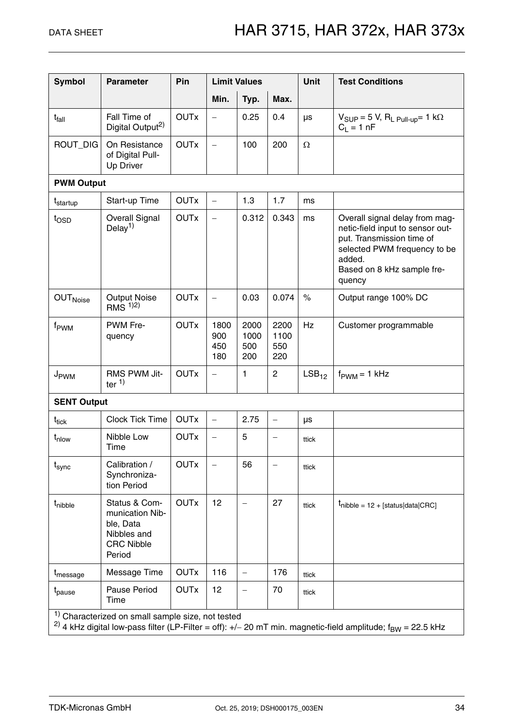| Symbol | Parameter | Pin | Limit Values | | | Unit | Test Conditions |
|---|---|---|---|---|---|---|---|
| | | | Min. | Typ. | Max. | | |
| $t_{fall}$ | Fall Time of Digital Output[2] | OUTx | – | 0.25 | 0.4 | µs | $V_{SUP}$ = 5 V, $R_{L\ Pull\text{-}up}$= 1 kΩ $C_L$ = 1 nF |
| ROUT_DIG | On Resistance of Digital Pull-Up Driver | OUTx | – | 100 | 200 | Ω | |
| **PWM Output** | | | | | | | |
| $t_{startup}$ | Start-up Time | OUTx | – | 1.3 | 1.7 | ms | |
| $t_{OSD}$ | Overall Signal Delay[1] | OUTx | – | 0.312 | 0.343 | ms | Overall signal delay from magnetic-field input to sensor output. Transmission time of selected PWM frequency to be added. Based on 8 kHz sample frequency |
| $OUT_{Noise}$ | Output Noise RMS [1,2] | OUTx | – | 0.03 | 0.074 | % | Output range 100% DC |
| $f_{PWM}$ | PWM Frequency | OUTx | 1800 900 450 180 | 2000 1000 500 200 | 2200 1100 550 220 | Hz | Customer programmable |
| $J_{PWM}$ | RMS PWM Jitter [1] | OUTx | – | 1 | 2 | $LSB_{12}$ | $f_{PWM}$ = 1 kHz |
| **SENT Output** | | | | | | | |
| $t_{tick}$ | Clock Tick Time | OUTx | – | 2.75 | – | µs | |
| $t_{nlow}$ | Nibble Low Time | OUTx | – | 5 | – | ttick | |
| $t_{sync}$ | Calibration / Synchronization Period | OUTx | – | 56 | – | ttick | |
| $t_{nibble}$ | Status & Communication Nibble, Data Nibbles and CRC Nibble Period | OUTx | 12 | – | 27 | ttick | $t_{nibble}$ = 12 + [status\|data\|CRC] |
| $t_{message}$ | Message Time | OUTx | 116 | – | 176 | ttick | |
| $t_{pause}$ | Pause Period Time | OUTx | 12 | – | 70 | ttick | |

[1] Characterized on small sample size, not tested
[2] 4 kHz digital low-pass filter (LP-Filter = off): +/− 20 mT min. magnetic-field amplitude; $f_{BW}$ = 22.5 kHz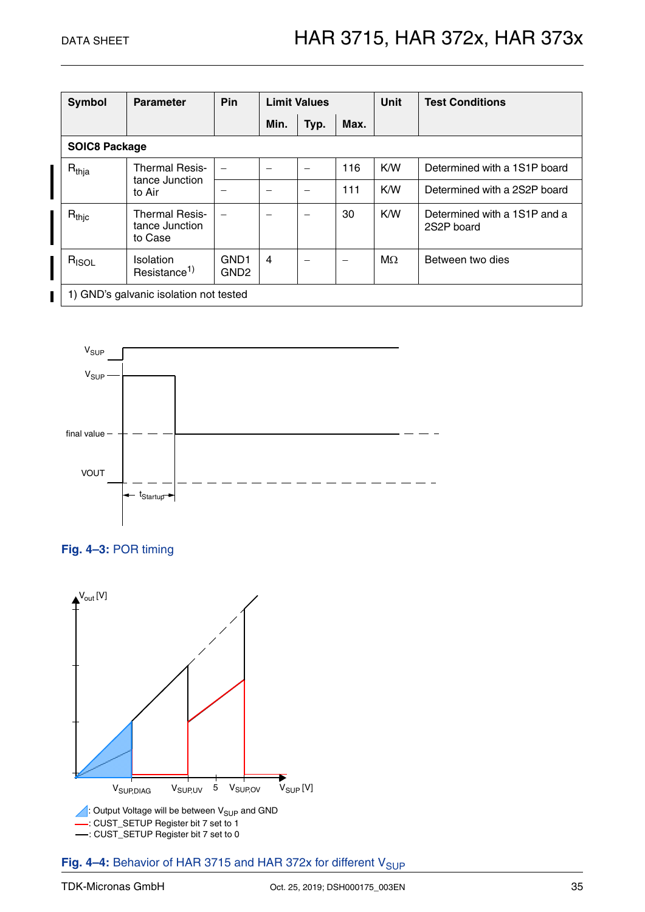| Symbol | Parameter | Pin | Limit Values | | | Unit | Test Conditions |
|---|---|---|---|---|---|---|---|
| | | | Min. | Typ. | Max. | | |
| **SOIC8 Package** | | | | | | | |
| $R_{thja}$ | Thermal Resistance Junction to Air | – | – | – | 116 | K/W | Determined with a 1S1P board |
| | | – | – | – | 111 | K/W | Determined with a 2S2P board |
| $R_{thjc}$ | Thermal Resistance Junction to Case | – | – | – | 30 | K/W | Determined with a 1S1P and a 2S2P board |
| $R_{ISOL}$ | Isolation Resistance[1] | GND1 GND2 | 4 | – | – | MΩ | Between two dies |

1) GND's galvanic isolation not tested

**Fig. 4–3:** POR timing

**Fig. 4–4:** Behavior of HAR 3715 and HAR 372x for different $V_{SUP}$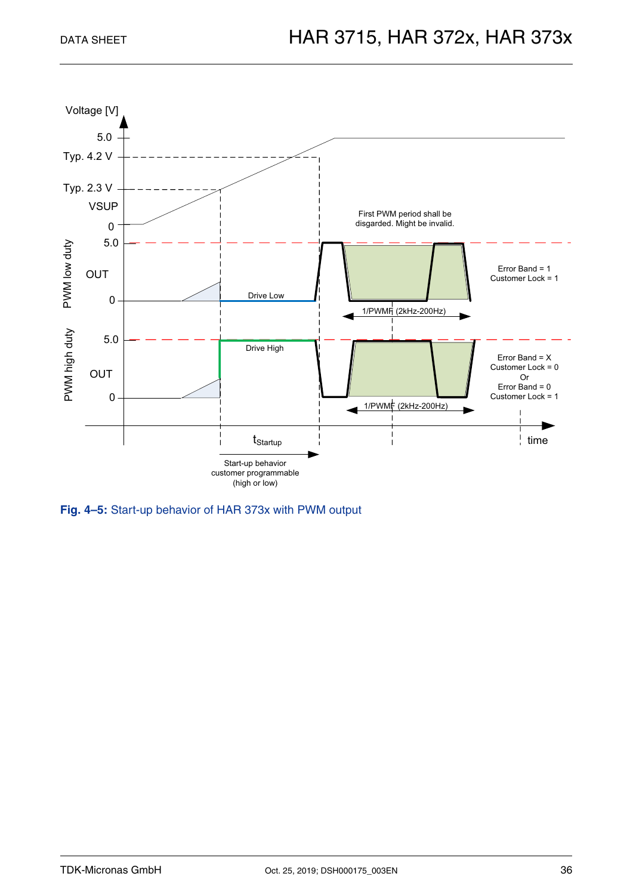Fig. 4–5: Start-up behavior of HAR 373x with PWM output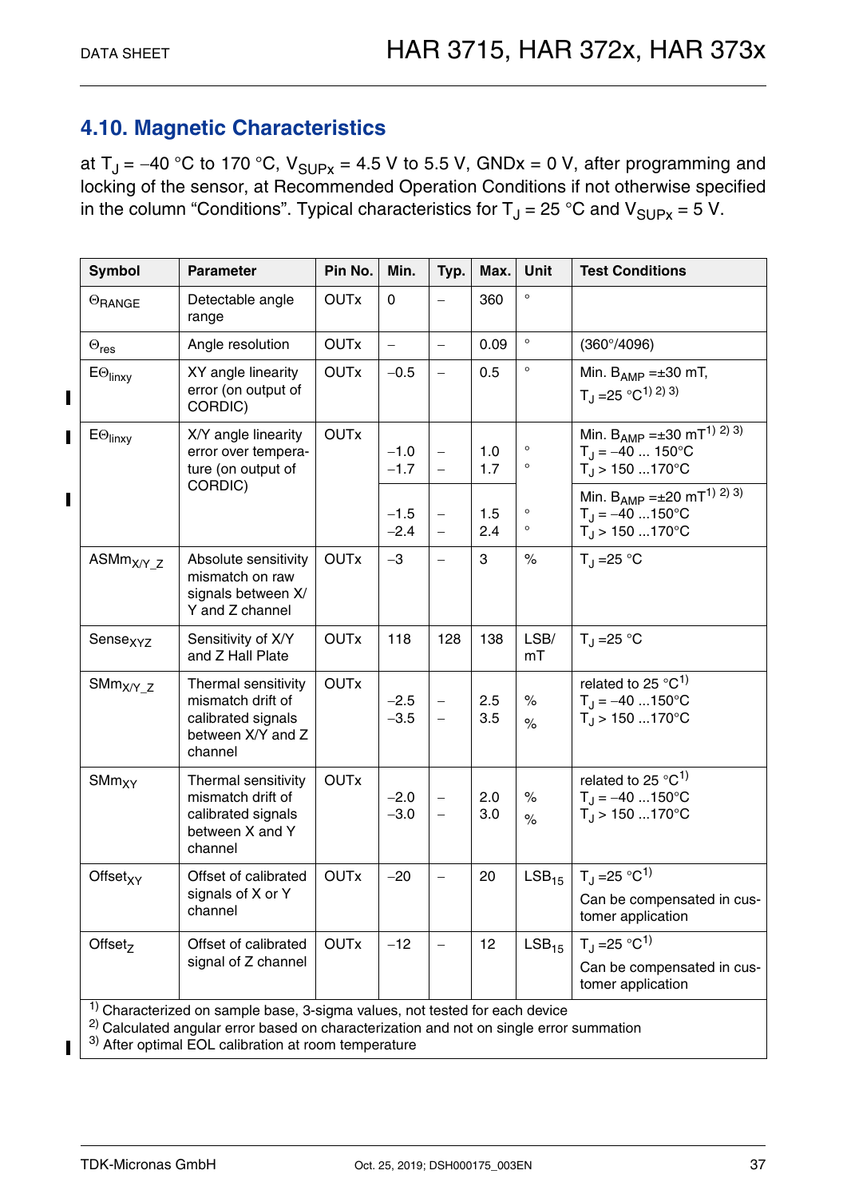## 4.10. Magnetic Characteristics

at $T_J$ = –40 °C to 170 °C, $V_{SUPx}$ = 4.5 V to 5.5 V, GNDx = 0 V, after programming and locking of the sensor, at Recommended Operation Conditions if not otherwise specified in the column "Conditions". Typical characteristics for $T_J$ = 25 °C and $V_{SUPx}$ = 5 V.

| Symbol | Parameter | Pin No. | Min. | Typ. | Max. | Unit | Test Conditions |
|---|---|---|---|---|---|---|---|
| $\Theta_{RANGE}$ | Detectable angle range | OUTx | 0 | – | 360 | ° | |
| $\Theta_{res}$ | Angle resolution | OUTx | – | – | 0.09 | ° | (360°/4096) |
| $E\Theta_{linxy}$ | XY angle linearity error (on output of CORDIC) | OUTx | –0.5 | – | 0.5 | ° | Min. $B_{AMP}$ =±30 mT, $T_J$ =25 °C[1) 2) 3)] |
| $E\Theta_{linxy}$ | X/Y angle linearity error over temperature (on output of CORDIC) | OUTx | –1.0<br>–1.7 | –<br>– | 1.0<br>1.7 | °<br>° | Min. $B_{AMP}$ =±30 mT[1) 2) 3)]<br>$T_J$ = –40 ... 150°C<br>$T_J$ > 150 ...170°C |
| | | | –1.5<br>–2.4 | –<br>– | 1.5<br>2.4 | °<br>° | Min. $B_{AMP}$ =±20 mT[1) 2) 3)]<br>$T_J$ = –40 ...150°C<br>$T_J$ > 150 ...170°C |
| $ASMm_{X/Y\_Z}$ | Absolute sensitivity mismatch on raw signals between X/Y and Z channel | OUTx | –3 | – | 3 | % | $T_J$ =25 °C |
| $Sense_{XYZ}$ | Sensitivity of X/Y and Z Hall Plate | OUTx | 118 | 128 | 138 | LSB/mT | $T_J$ =25 °C |
| $SMm_{X/Y\_Z}$ | Thermal sensitivity mismatch drift of calibrated signals between X/Y and Z channel | OUTx | –2.5<br>–3.5 | –<br>– | 2.5<br>3.5 | %<br>% | related to 25 °C[1)]<br>$T_J$ = –40 ...150°C<br>$T_J$ > 150 ...170°C |
| $SMm_{XY}$ | Thermal sensitivity mismatch drift of calibrated signals between X and Y channel | OUTx | –2.0<br>–3.0 | –<br>– | 2.0<br>3.0 | %<br>% | related to 25 °C[1)]<br>$T_J$ = –40 ...150°C<br>$T_J$ > 150 ...170°C |
| $Offset_{XY}$ | Offset of calibrated signals of X or Y channel | OUTx | –20 | – | 20 | $LSB_{15}$ | $T_J$ =25 °C[1)]<br>Can be compensated in customer application |
| $Offset_Z$ | Offset of calibrated signal of Z channel | OUTx | –12 | – | 12 | $LSB_{15}$ | $T_J$ =25 °C[1)]<br>Can be compensated in customer application |

1) Characterized on sample base, 3-sigma values, not tested for each device
2) Calculated angular error based on characterization and not on single error summation
3) After optimal EOL calibration at room temperature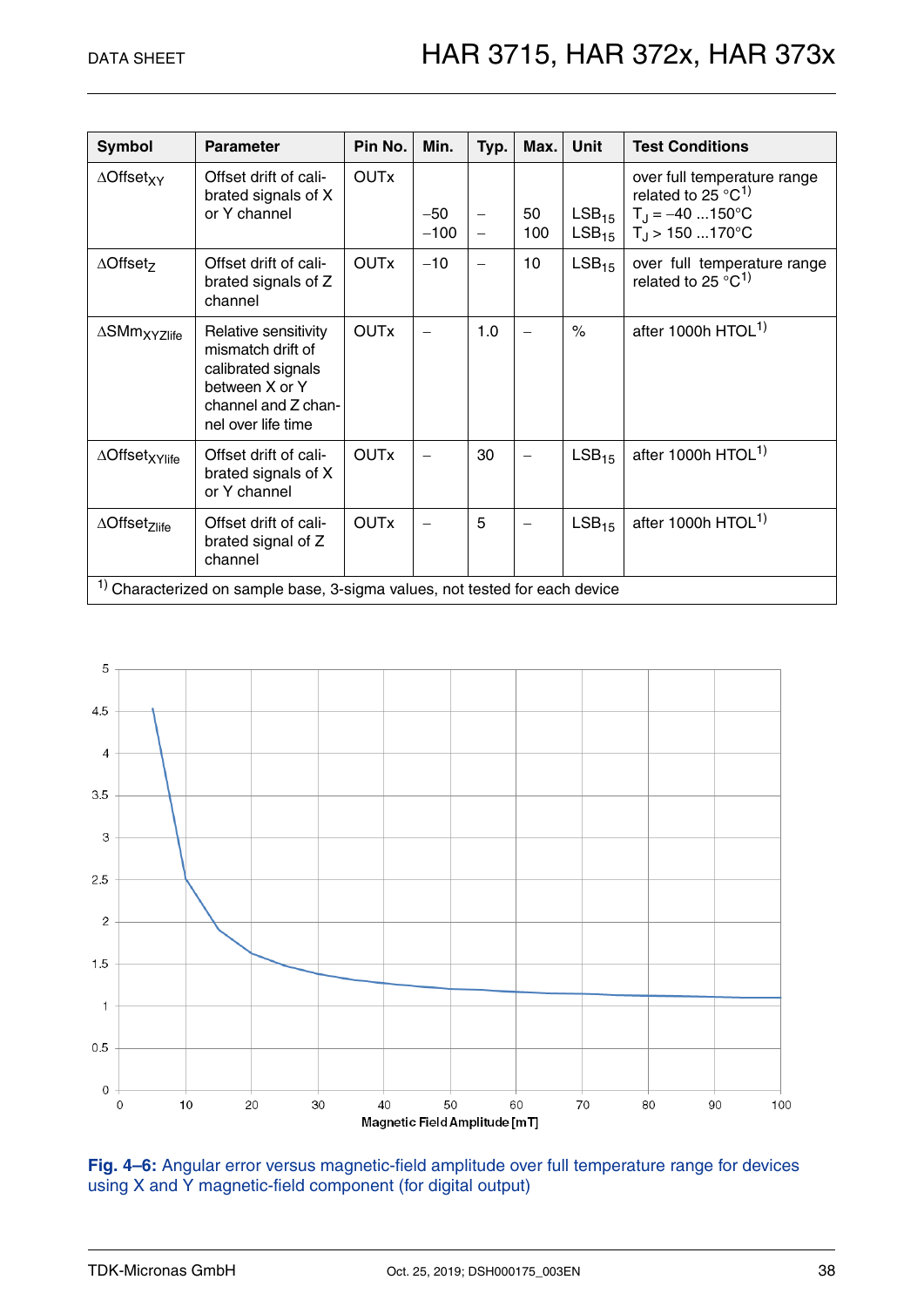| Symbol | Parameter | Pin No. | Min. | Typ. | Max. | Unit | Test Conditions |
|---|---|---|---|---|---|---|---|
| $\Delta Offset_{XY}$ | Offset drift of calibrated signals of X or Y channel | OUTx | −50<br>−100 | –<br>– | 50<br>100 | $LSB_{15}$<br>$LSB_{15}$ | over full temperature range related to 25 °C[1)]<br>$T_J$ = −40 ...150°C<br>$T_J$ > 150 ...170°C |
| $\Delta Offset_{Z}$ | Offset drift of calibrated signals of Z channel | OUTx | −10 | – | 10 | $LSB_{15}$ | over full temperature range related to 25 °C[1)] |
| $\Delta SMm_{XYZlife}$ | Relative sensitivity mismatch drift of calibrated signals between X or Y channel and Z channel over life time | OUTx | – | 1.0 | – | % | after 1000h HTOL[1)] |
| $\Delta Offset_{XYlife}$ | Offset drift of calibrated signals of X or Y channel | OUTx | – | 30 | – | $LSB_{15}$ | after 1000h HTOL[1)] |
| $\Delta Offset_{Zlife}$ | Offset drift of calibrated signal of Z channel | OUTx | – | 5 | – | $LSB_{15}$ | after 1000h HTOL[1)] |

[1)] Characterized on sample base, 3-sigma values, not tested for each device

**Fig. 4–6:** Angular error versus magnetic-field amplitude over full temperature range for devices using X and Y magnetic-field component (for digital output)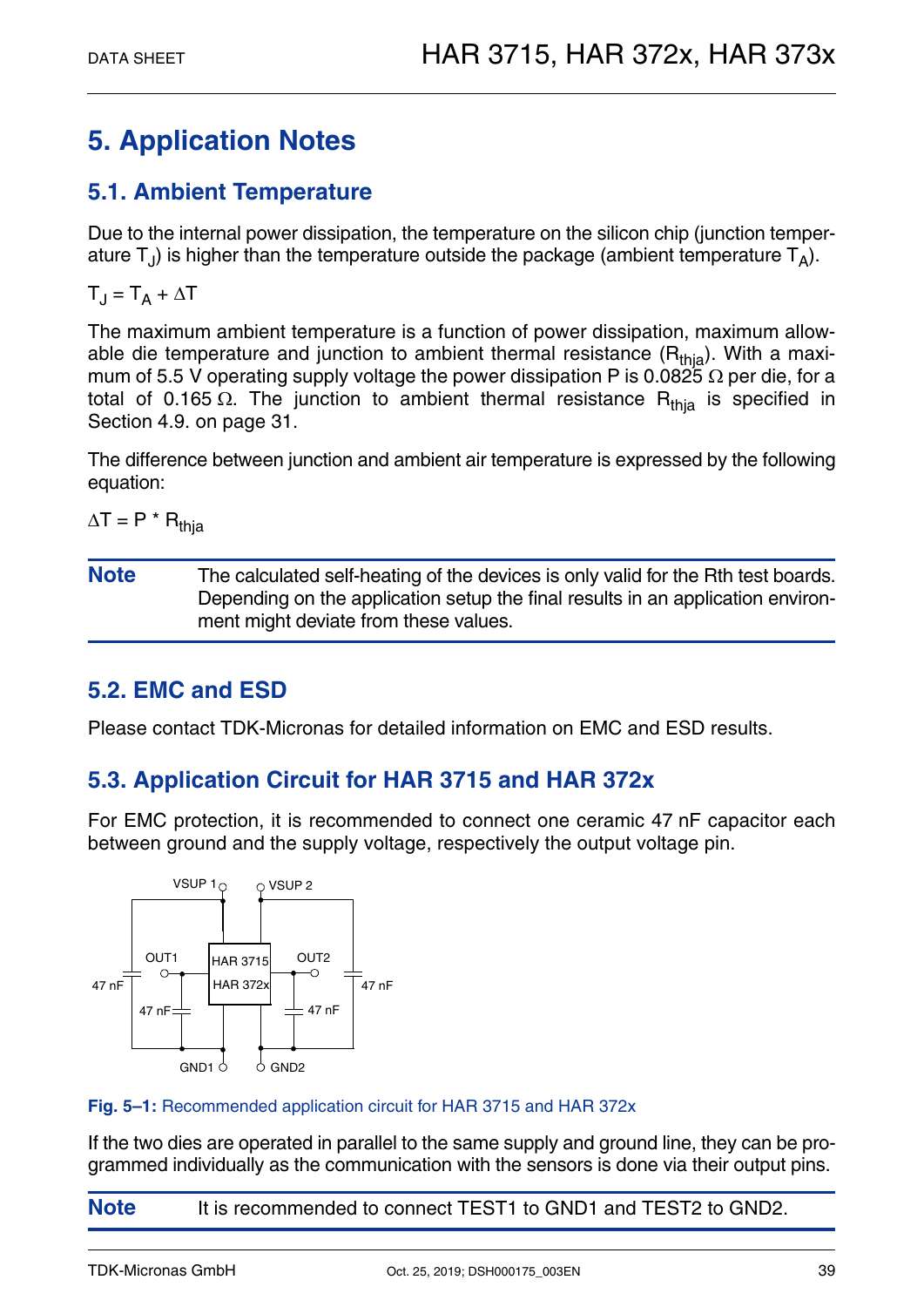# 5. Application Notes

## 5.1. Ambient Temperature

Due to the internal power dissipation, the temperature on the silicon chip (junction temperature $T_J$) is higher than the temperature outside the package (ambient temperature $T_A$).

$T_J = T_A + \Delta T$

The maximum ambient temperature is a function of power dissipation, maximum allowable die temperature and junction to ambient thermal resistance ($R_{thja}$). With a maximum of 5.5 V operating supply voltage the power dissipation P is 0.0825 Ω per die, for a total of 0.165 Ω. The junction to ambient thermal resistance $R_{thja}$ is specified in Section 4.9. on page 31.

The difference between junction and ambient air temperature is expressed by the following equation:

$\Delta T = P * R_{thja}$

**Note** The calculated self-heating of the devices is only valid for the Rth test boards. Depending on the application setup the final results in an application environment might deviate from these values.

## 5.2. EMC and ESD

Please contact TDK-Micronas for detailed information on EMC and ESD results.

## 5.3. Application Circuit for HAR 3715 and HAR 372x

For EMC protection, it is recommended to connect one ceramic 47 nF capacitor each between ground and the supply voltage, respectively the output voltage pin.

**Fig. 5–1:** Recommended application circuit for HAR 3715 and HAR 372x

If the two dies are operated in parallel to the same supply and ground line, they can be programmed individually as the communication with the sensors is done via their output pins.

**Note** It is recommended to connect TEST1 to GND1 and TEST2 to GND2.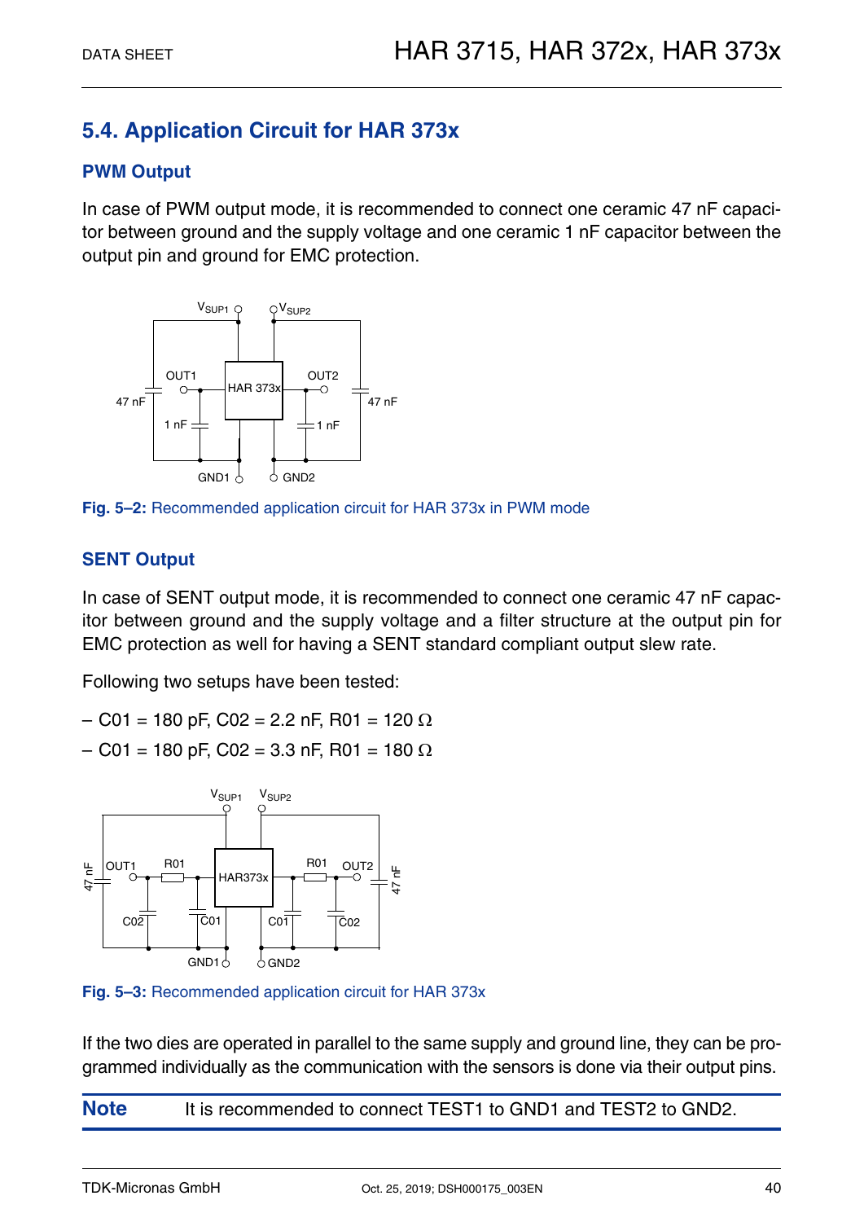## 5.4. Application Circuit for HAR 373x

### PWM Output

In case of PWM output mode, it is recommended to connect one ceramic 47 nF capacitor between ground and the supply voltage and one ceramic 1 nF capacitor between the output pin and ground for EMC protection.

**Fig. 5–2:** Recommended application circuit for HAR 373x in PWM mode

### SENT Output

In case of SENT output mode, it is recommended to connect one ceramic 47 nF capacitor between ground and the supply voltage and a filter structure at the output pin for EMC protection as well for having a SENT standard compliant output slew rate.

Following two setups have been tested:

– C01 = 180 pF, C02 = 2.2 nF, R01 = 120 Ω

– C01 = 180 pF, C02 = 3.3 nF, R01 = 180 Ω

**Fig. 5–3:** Recommended application circuit for HAR 373x

If the two dies are operated in parallel to the same supply and ground line, they can be programmed individually as the communication with the sensors is done via their output pins.

**Note** It is recommended to connect TEST1 to GND1 and TEST2 to GND2.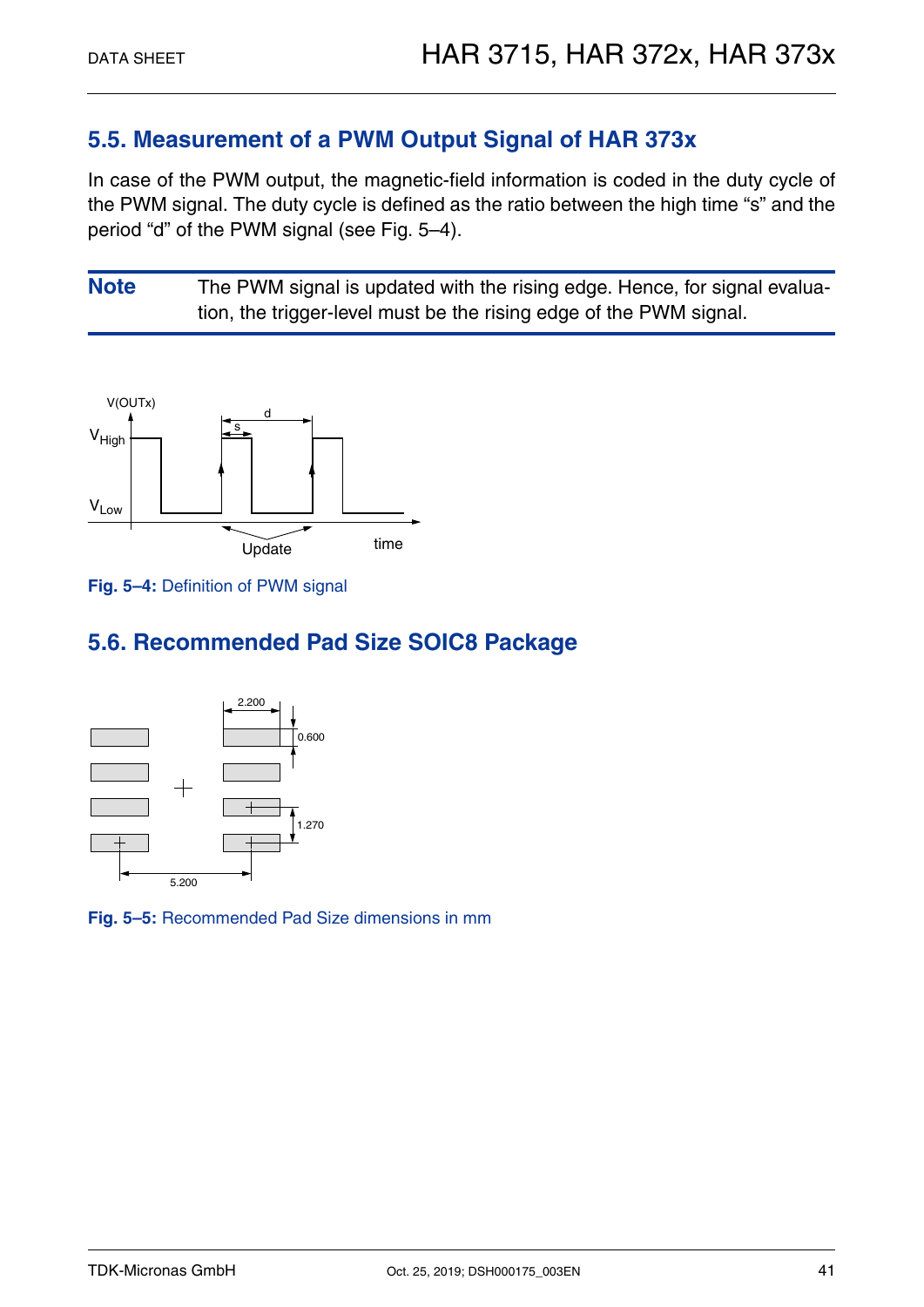## 5.5. Measurement of a PWM Output Signal of HAR 373x

In case of the PWM output, the magnetic-field information is coded in the duty cycle of the PWM signal. The duty cycle is defined as the ratio between the high time “s” and the period “d” of the PWM signal (see Fig. 5–4).

**Note** The PWM signal is updated with the rising edge. Hence, for signal evaluation, the trigger-level must be the rising edge of the PWM signal.

**Fig. 5–4:** Definition of PWM signal

## 5.6. Recommended Pad Size SOIC8 Package

**Fig. 5–5:** Recommended Pad Size dimensions in mm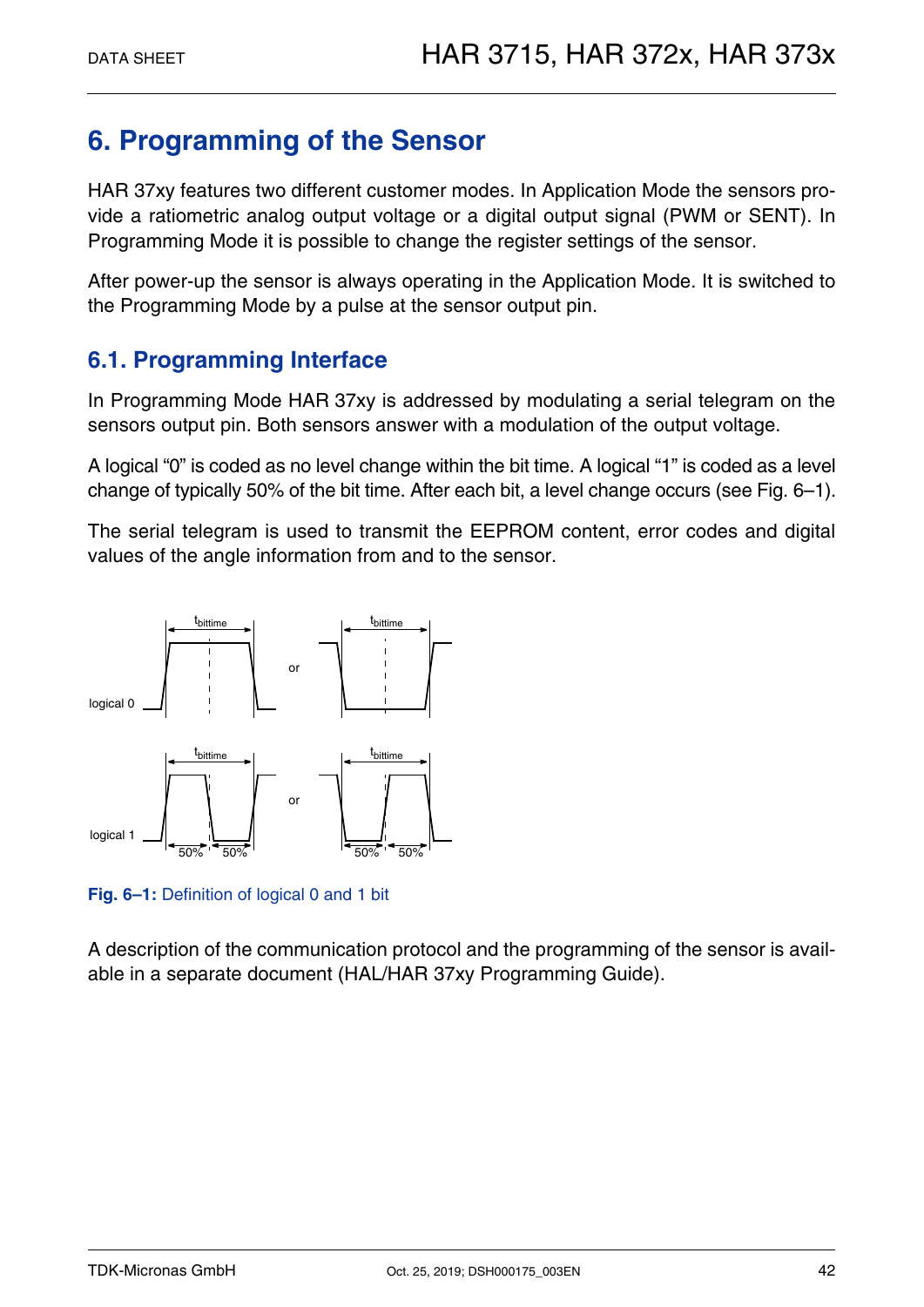# 6. Programming of the Sensor

HAR 37xy features two different customer modes. In Application Mode the sensors provide a ratiometric analog output voltage or a digital output signal (PWM or SENT). In Programming Mode it is possible to change the register settings of the sensor.

After power-up the sensor is always operating in the Application Mode. It is switched to the Programming Mode by a pulse at the sensor output pin.

## 6.1. Programming Interface

In Programming Mode HAR 37xy is addressed by modulating a serial telegram on the sensors output pin. Both sensors answer with a modulation of the output voltage.

A logical "0" is coded as no level change within the bit time. A logical "1" is coded as a level change of typically 50% of the bit time. After each bit, a level change occurs (see Fig. 6–1).

The serial telegram is used to transmit the EEPROM content, error codes and digital values of the angle information from and to the sensor.

**Fig. 6–1:** Definition of logical 0 and 1 bit

A description of the communication protocol and the programming of the sensor is available in a separate document (HAL/HAR 37xy Programming Guide).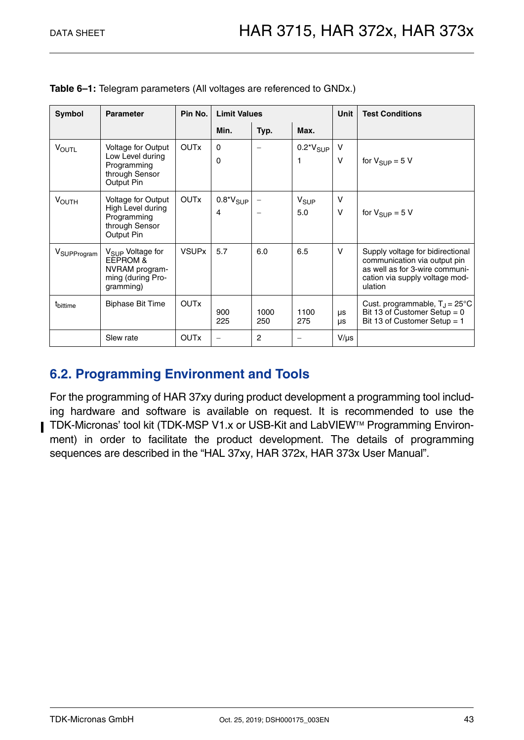**Table 6–1:** Telegram parameters (All voltages are referenced to GNDx.)

| Symbol | Parameter | Pin No. | Limit Values | | | Unit | Test Conditions |
|---|---|---|---|---|---|---|---|
| | | | Min. | Typ. | Max. | | |
| $V_{OUTL}$ | Voltage for Output Low Level during Programming through Sensor Output Pin | OUTx | 0<br>0 | – | $0.2*V_{SUP}$<br>1 | V<br>V | <br>for $V_{SUP}$ = 5 V |
| $V_{OUTH}$ | Voltage for Output High Level during Programming through Sensor Output Pin | OUTx | $0.8*V_{SUP}$<br>4 | –<br>– | $V_{SUP}$<br>5.0 | V<br>V | <br>for $V_{SUP}$ = 5 V |
| $V_{SUPProgram}$ | $V_{SUP}$ Voltage for EEPROM & NVRAM programming (during Programming) | VSUPx | 5.7 | 6.0 | 6.5 | V | Supply voltage for bidirectional communication via output pin as well as for 3-wire communication via supply voltage modulation |
| $t_{bittime}$ | Biphase Bit Time | OUTx | <br>900<br>225 | <br>1000<br>250 | <br>1100<br>275 | <br>µs<br>µs | Cust. programmable, $T_J$ = 25°C<br>Bit 13 of Customer Setup = 0<br>Bit 13 of Customer Setup = 1 |
| | Slew rate | OUTx | – | 2 | – | V/µs | |

## 6.2. Programming Environment and Tools

For the programming of HAR 37xy during product development a programming tool including hardware and software is available on request. It is recommended to use the TDK-Micronas' tool kit (TDK-MSP V1.x or USB-Kit and LabVIEW™ Programming Environment) in order to facilitate the product development. The details of programming sequences are described in the "HAL 37xy, HAR 372x, HAR 373x User Manual".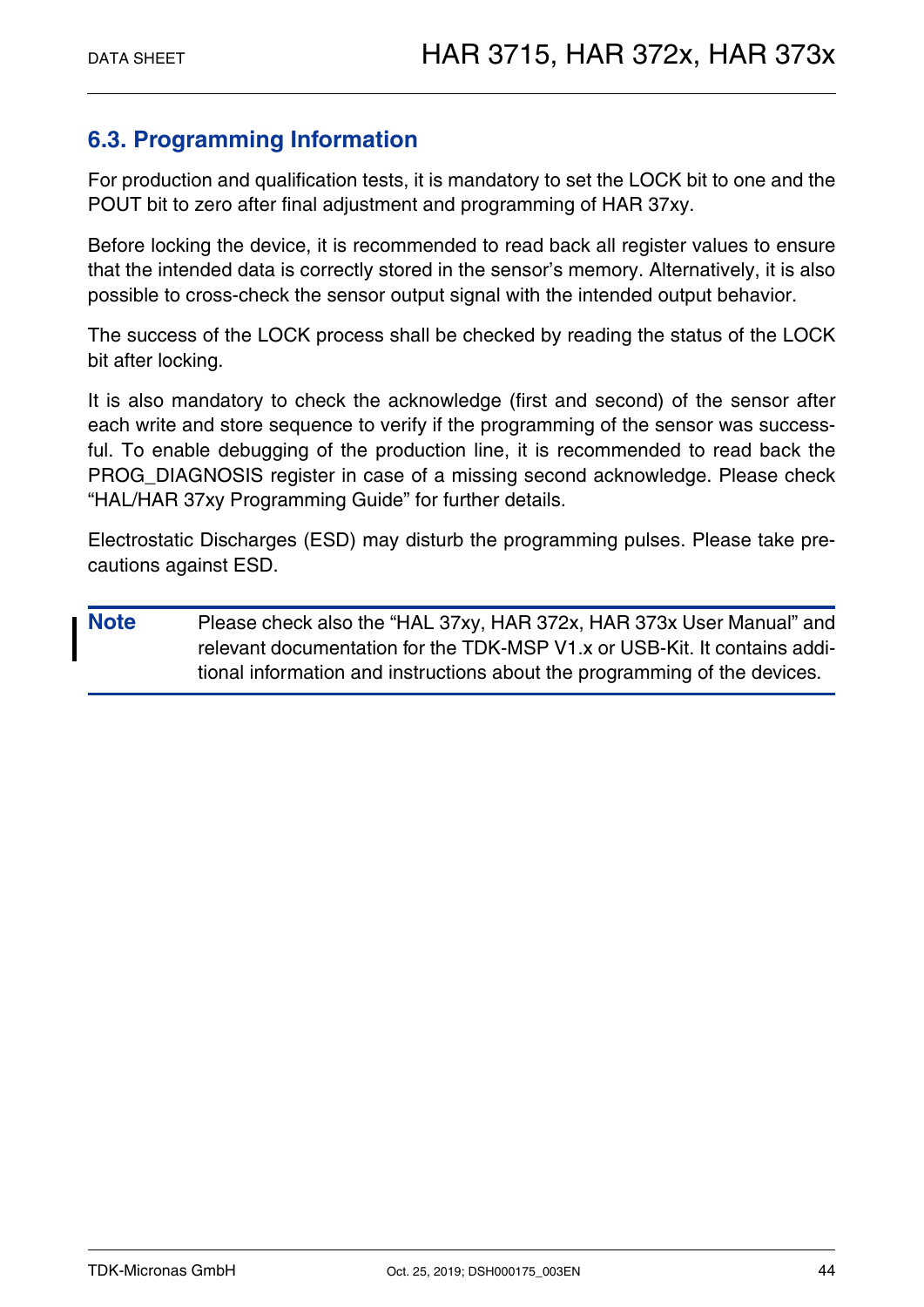## 6.3. Programming Information

For production and qualification tests, it is mandatory to set the LOCK bit to one and the POUT bit to zero after final adjustment and programming of HAR 37xy.

Before locking the device, it is recommended to read back all register values to ensure that the intended data is correctly stored in the sensor's memory. Alternatively, it is also possible to cross-check the sensor output signal with the intended output behavior.

The success of the LOCK process shall be checked by reading the status of the LOCK bit after locking.

It is also mandatory to check the acknowledge (first and second) of the sensor after each write and store sequence to verify if the programming of the sensor was successful. To enable debugging of the production line, it is recommended to read back the PROG_DIAGNOSIS register in case of a missing second acknowledge. Please check "HAL/HAR 37xy Programming Guide" for further details.

Electrostatic Discharges (ESD) may disturb the programming pulses. Please take precautions against ESD.

**Note** Please check also the "HAL 37xy, HAR 372x, HAR 373x User Manual" and relevant documentation for the TDK-MSP V1.x or USB-Kit. It contains additional information and instructions about the programming of the devices.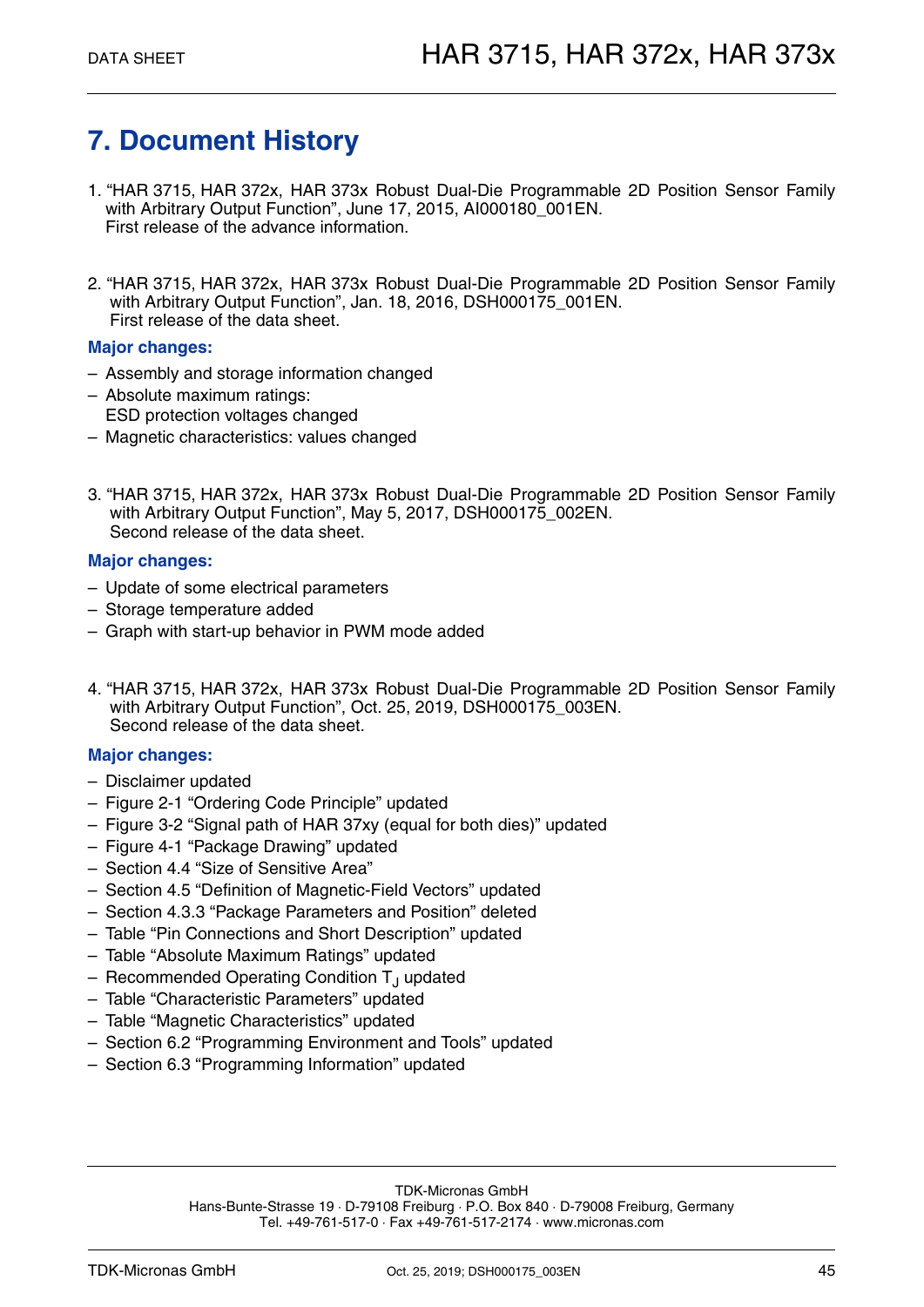# 7. Document History

1. "HAR 3715, HAR 372x, HAR 373x Robust Dual-Die Programmable 2D Position Sensor Family with Arbitrary Output Function", June 17, 2015, AI000180_001EN.
   First release of the advance information.

2. "HAR 3715, HAR 372x, HAR 373x Robust Dual-Die Programmable 2D Position Sensor Family with Arbitrary Output Function", Jan. 18, 2016, DSH000175_001EN.
   First release of the data sheet.

**Major changes:**

- Assembly and storage information changed
- Absolute maximum ratings:
  ESD protection voltages changed
- Magnetic characteristics: values changed

3. "HAR 3715, HAR 372x, HAR 373x Robust Dual-Die Programmable 2D Position Sensor Family with Arbitrary Output Function", May 5, 2017, DSH000175_002EN.
   Second release of the data sheet.

**Major changes:**

- Update of some electrical parameters
- Storage temperature added
- Graph with start-up behavior in PWM mode added

4. "HAR 3715, HAR 372x, HAR 373x Robust Dual-Die Programmable 2D Position Sensor Family with Arbitrary Output Function", Oct. 25, 2019, DSH000175_003EN.
   Second release of the data sheet.

**Major changes:**

- Disclaimer updated
- Figure 2-1 "Ordering Code Principle" updated
- Figure 3-2 "Signal path of HAR 37xy (equal for both dies)" updated
- Figure 4-1 "Package Drawing" updated
- Section 4.4 "Size of Sensitive Area"
- Section 4.5 "Definition of Magnetic-Field Vectors" updated
- Section 4.3.3 "Package Parameters and Position" deleted
- Table "Pin Connections and Short Description" updated
- Table "Absolute Maximum Ratings" updated
- Recommended Operating Condition $T_J$ updated
- Table "Characteristic Parameters" updated
- Table "Magnetic Characteristics" updated
- Section 6.2 "Programming Environment and Tools" updated
- Section 6.3 "Programming Information" updated

TDK-Micronas GmbH
Hans-Bunte-Strasse 19 · D-79108 Freiburg · P.O. Box 840 · D-79008 Freiburg, Germany
Tel. +49-761-517-0 · Fax +49-761-517-2174 · www.micronas.com